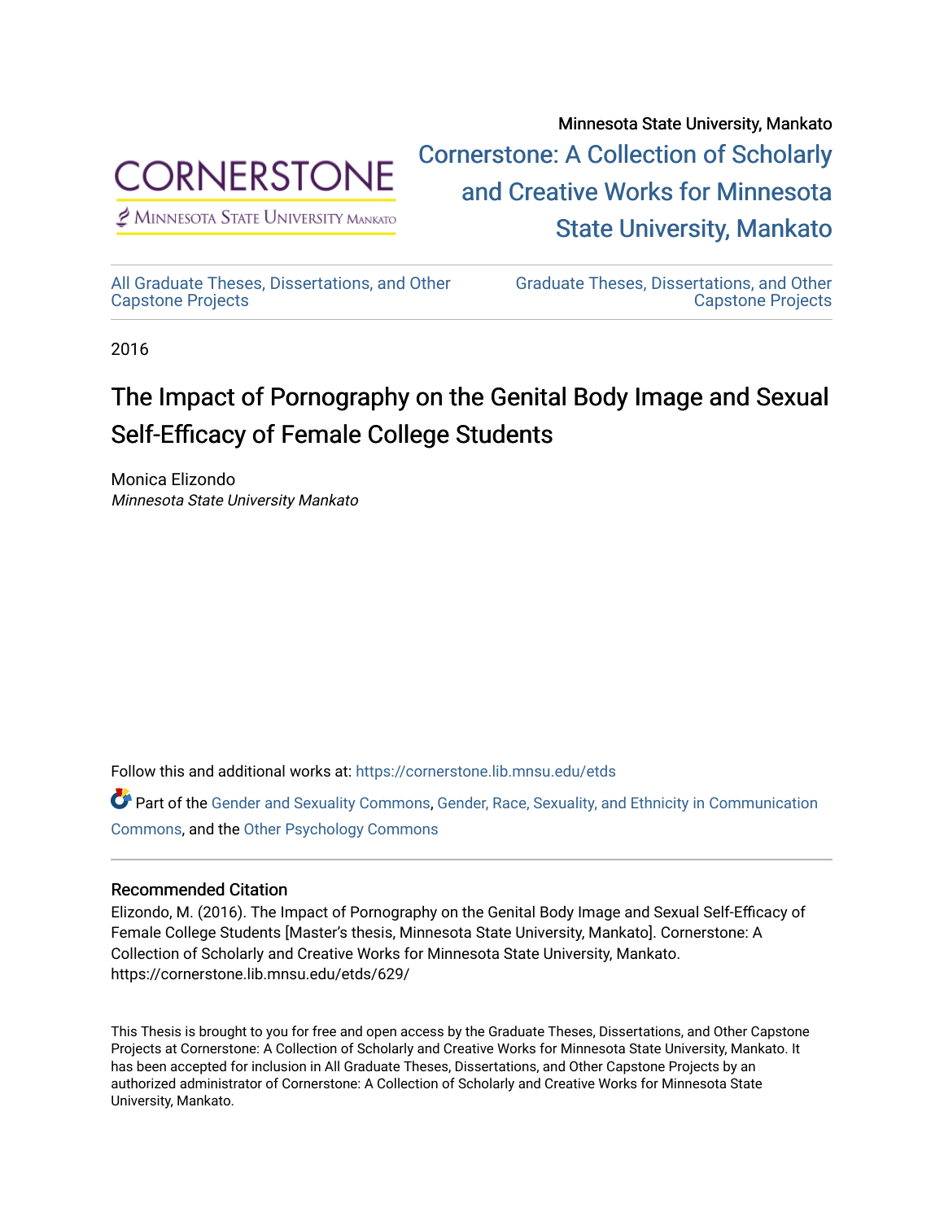Minnesota State University, Mankato

Cornerstone: A Collection of Scholarly and Creative Works for Minnesota State University, Mankato

All Graduate Theses, Dissertations, and Other Capstone Projects

Graduate Theses, Dissertations, and Other Capstone Projects

2016

# The Impact of Pornography on the Genital Body Image and Sexual Self-Efficacy of Female College Students

Monica Elizondo
*Minnesota State University Mankato*

Follow this and additional works at: https://cornerstone.lib.mnsu.edu/etds

Part of the Gender and Sexuality Commons, Gender, Race, Sexuality, and Ethnicity in Communication Commons, and the Other Psychology Commons

## Recommended Citation

Elizondo, M. (2016). The Impact of Pornography on the Genital Body Image and Sexual Self-Efficacy of Female College Students [Master's thesis, Minnesota State University, Mankato]. Cornerstone: A Collection of Scholarly and Creative Works for Minnesota State University, Mankato. https://cornerstone.lib.mnsu.edu/etds/629/

This Thesis is brought to you for free and open access by the Graduate Theses, Dissertations, and Other Capstone Projects at Cornerstone: A Collection of Scholarly and Creative Works for Minnesota State University, Mankato. It has been accepted for inclusion in All Graduate Theses, Dissertations, and Other Capstone Projects by an authorized administrator of Cornerstone: A Collection of Scholarly and Creative Works for Minnesota State University, Mankato.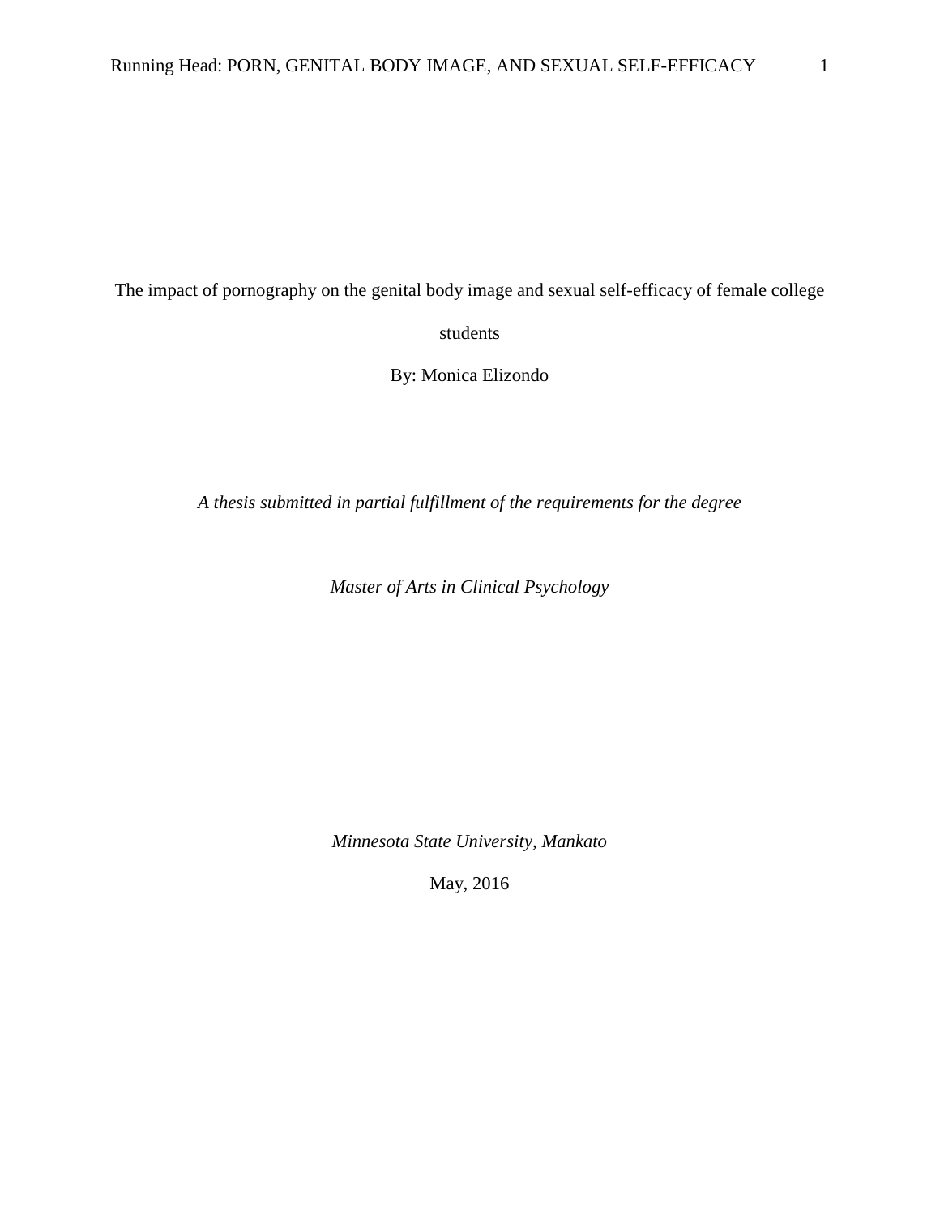# The impact of pornography on the genital body image and sexual self-efficacy of female college students

By: Monica Elizondo

*A thesis submitted in partial fulfillment of the requirements for the degree*

*Master of Arts in Clinical Psychology*

*Minnesota State University, Mankato*

May, 2016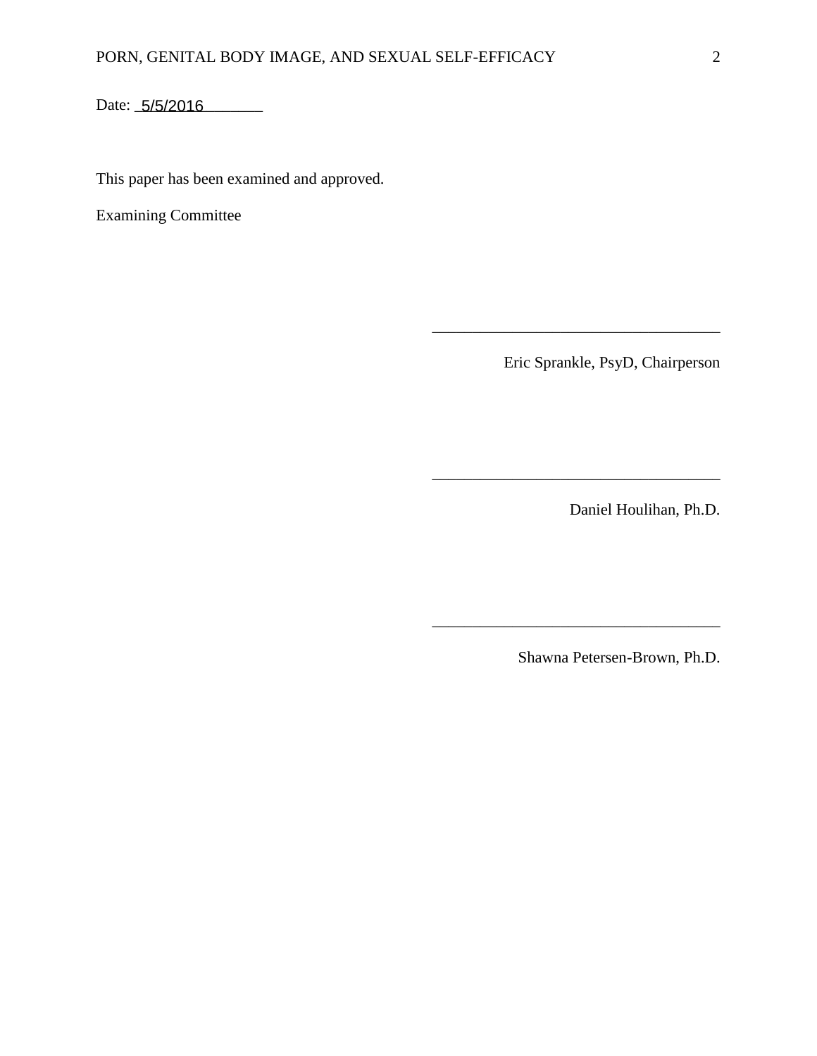Date: 5/5/2016

This paper has been examined and approved.

Examining Committee

\_\_\_\_\_\_\_\_\_\_\_\_\_\_\_\_\_\_\_\_\_\_\_\_\_\_\_\_\_\_\_\_\_\_\_

Eric Sprankle, PsyD, Chairperson

\_\_\_\_\_\_\_\_\_\_\_\_\_\_\_\_\_\_\_\_\_\_\_\_\_\_\_\_\_\_\_\_\_\_\_

Daniel Houlihan, Ph.D.

\_\_\_\_\_\_\_\_\_\_\_\_\_\_\_\_\_\_\_\_\_\_\_\_\_\_\_\_\_\_\_\_\_\_\_

Shawna Petersen-Brown, Ph.D.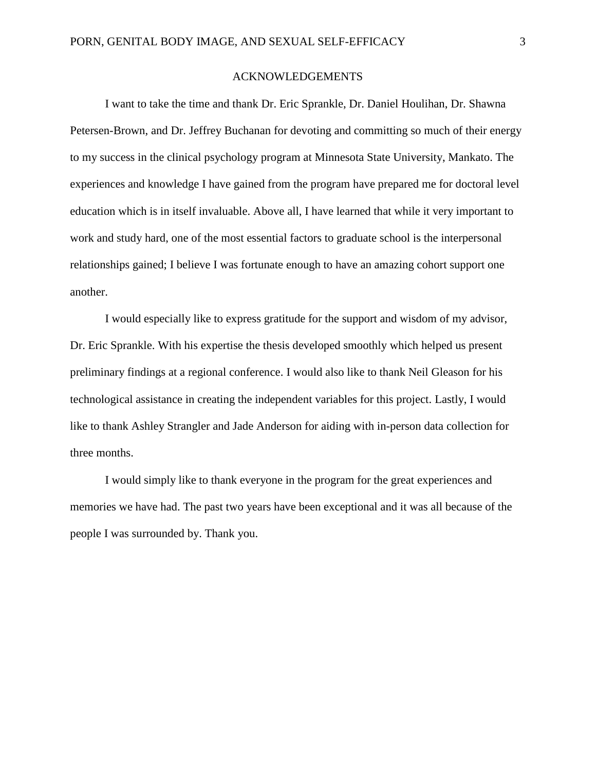# ACKNOWLEDGEMENTS

I want to take the time and thank Dr. Eric Sprankle, Dr. Daniel Houlihan, Dr. Shawna Petersen-Brown, and Dr. Jeffrey Buchanan for devoting and committing so much of their energy to my success in the clinical psychology program at Minnesota State University, Mankato. The experiences and knowledge I have gained from the program have prepared me for doctoral level education which is in itself invaluable. Above all, I have learned that while it very important to work and study hard, one of the most essential factors to graduate school is the interpersonal relationships gained; I believe I was fortunate enough to have an amazing cohort support one another.

I would especially like to express gratitude for the support and wisdom of my advisor, Dr. Eric Sprankle. With his expertise the thesis developed smoothly which helped us present preliminary findings at a regional conference. I would also like to thank Neil Gleason for his technological assistance in creating the independent variables for this project. Lastly, I would like to thank Ashley Strangler and Jade Anderson for aiding with in-person data collection for three months.

I would simply like to thank everyone in the program for the great experiences and memories we have had. The past two years have been exceptional and it was all because of the people I was surrounded by. Thank you.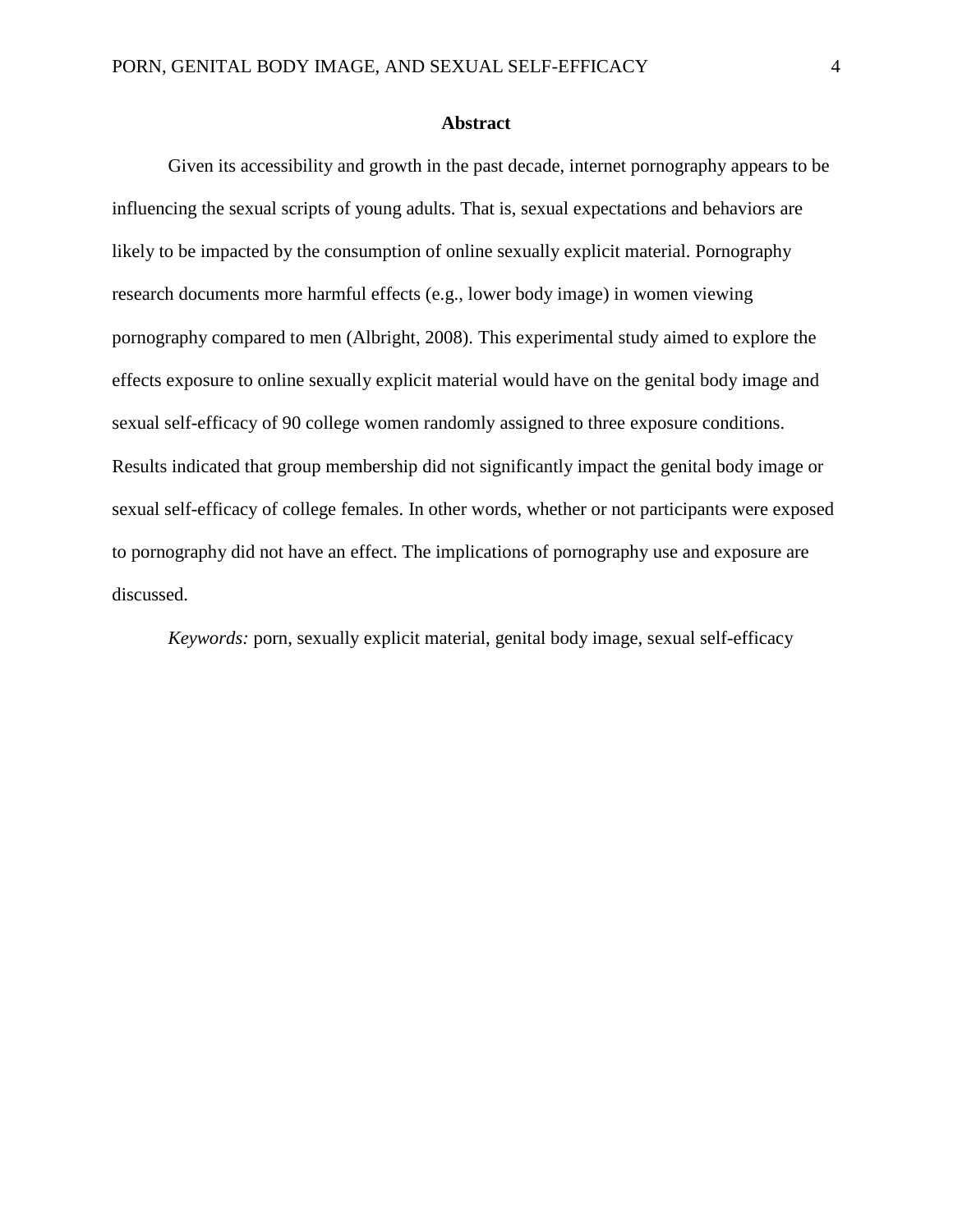# Abstract

Given its accessibility and growth in the past decade, internet pornography appears to be influencing the sexual scripts of young adults. That is, sexual expectations and behaviors are likely to be impacted by the consumption of online sexually explicit material. Pornography research documents more harmful effects (e.g., lower body image) in women viewing pornography compared to men (Albright, 2008). This experimental study aimed to explore the effects exposure to online sexually explicit material would have on the genital body image and sexual self-efficacy of 90 college women randomly assigned to three exposure conditions. Results indicated that group membership did not significantly impact the genital body image or sexual self-efficacy of college females. In other words, whether or not participants were exposed to pornography did not have an effect. The implications of pornography use and exposure are discussed.

*Keywords:* porn, sexually explicit material, genital body image, sexual self-efficacy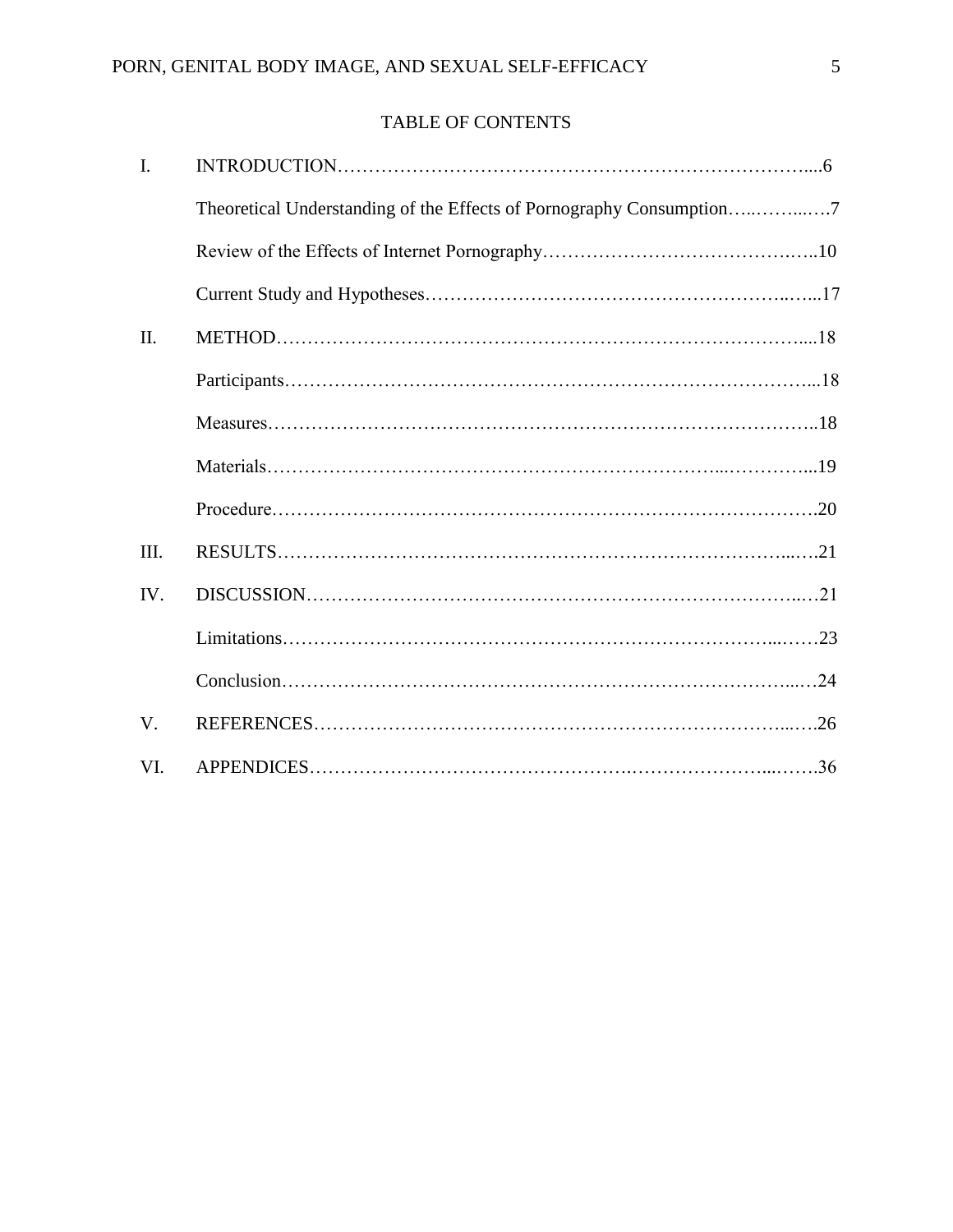# TABLE OF CONTENTS

I. INTRODUCTION……………………………………………………………………....6

Theoretical Understanding of the Effects of Pornography Consumption…..……...….7

Review of the Effects of Internet Pornography……………………………….…..10

Current Study and Hypotheses…………………………………………….…...17

II. METHOD…………………………………………………………………………....18

Participants……………………………………………………………………...18

Measures…………………………………………………………………………..18

Materials……………………………………………………………...…………...19

Procedure…………………………………………………………………………….20

III. RESULTS……………………………………………………………………...….21

IV. DISCUSSION……………………………………………………………………...…21

Limitations………………………………………………………………...……23

Conclusion…………………………………………………………………….....…24

V. REFERENCES……………………………………………………………….....….26

VI. APPENDICES……………………………………………………………...…….36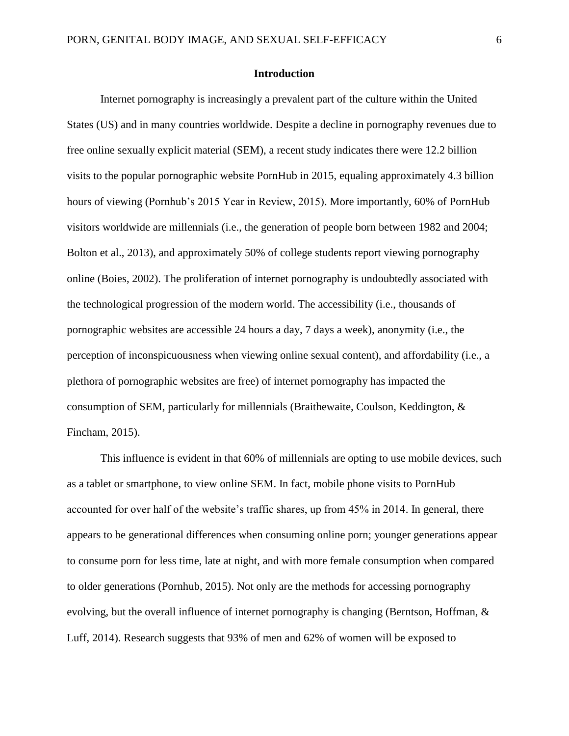## Introduction

Internet pornography is increasingly a prevalent part of the culture within the United States (US) and in many countries worldwide. Despite a decline in pornography revenues due to free online sexually explicit material (SEM), a recent study indicates there were 12.2 billion visits to the popular pornographic website PornHub in 2015, equaling approximately 4.3 billion hours of viewing (Pornhub's 2015 Year in Review, 2015). More importantly, 60% of PornHub visitors worldwide are millennials (i.e., the generation of people born between 1982 and 2004; Bolton et al., 2013), and approximately 50% of college students report viewing pornography online (Boies, 2002). The proliferation of internet pornography is undoubtedly associated with the technological progression of the modern world. The accessibility (i.e., thousands of pornographic websites are accessible 24 hours a day, 7 days a week), anonymity (i.e., the perception of inconspicuousness when viewing online sexual content), and affordability (i.e., a plethora of pornographic websites are free) of internet pornography has impacted the consumption of SEM, particularly for millennials (Braithewaite, Coulson, Keddington, & Fincham, 2015).

This influence is evident in that 60% of millennials are opting to use mobile devices, such as a tablet or smartphone, to view online SEM. In fact, mobile phone visits to PornHub accounted for over half of the website's traffic shares, up from 45% in 2014. In general, there appears to be generational differences when consuming online porn; younger generations appear to consume porn for less time, late at night, and with more female consumption when compared to older generations (Pornhub, 2015). Not only are the methods for accessing pornography evolving, but the overall influence of internet pornography is changing (Berntson, Hoffman, & Luff, 2014). Research suggests that 93% of men and 62% of women will be exposed to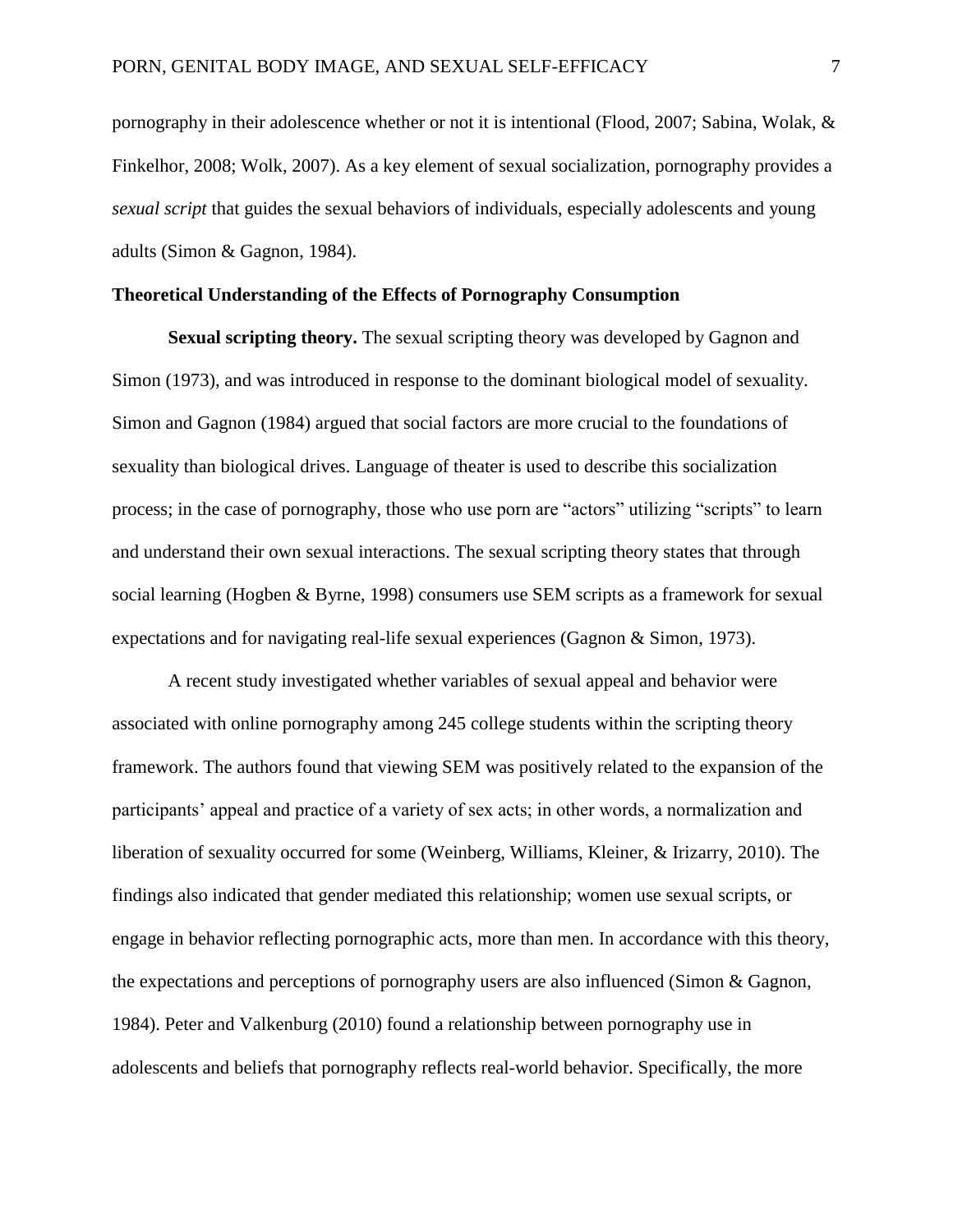pornography in their adolescence whether or not it is intentional (Flood, 2007; Sabina, Wolak, & Finkelhor, 2008; Wolk, 2007). As a key element of sexual socialization, pornography provides a *sexual script* that guides the sexual behaviors of individuals, especially adolescents and young adults (Simon & Gagnon, 1984).

### Theoretical Understanding of the Effects of Pornography Consumption

**Sexual scripting theory.** The sexual scripting theory was developed by Gagnon and Simon (1973), and was introduced in response to the dominant biological model of sexuality. Simon and Gagnon (1984) argued that social factors are more crucial to the foundations of sexuality than biological drives. Language of theater is used to describe this socialization process; in the case of pornography, those who use porn are "actors" utilizing "scripts" to learn and understand their own sexual interactions. The sexual scripting theory states that through social learning (Hogben & Byrne, 1998) consumers use SEM scripts as a framework for sexual expectations and for navigating real-life sexual experiences (Gagnon & Simon, 1973).

A recent study investigated whether variables of sexual appeal and behavior were associated with online pornography among 245 college students within the scripting theory framework. The authors found that viewing SEM was positively related to the expansion of the participants' appeal and practice of a variety of sex acts; in other words, a normalization and liberation of sexuality occurred for some (Weinberg, Williams, Kleiner, & Irizarry, 2010). The findings also indicated that gender mediated this relationship; women use sexual scripts, or engage in behavior reflecting pornographic acts, more than men. In accordance with this theory, the expectations and perceptions of pornography users are also influenced (Simon & Gagnon, 1984). Peter and Valkenburg (2010) found a relationship between pornography use in adolescents and beliefs that pornography reflects real-world behavior. Specifically, the more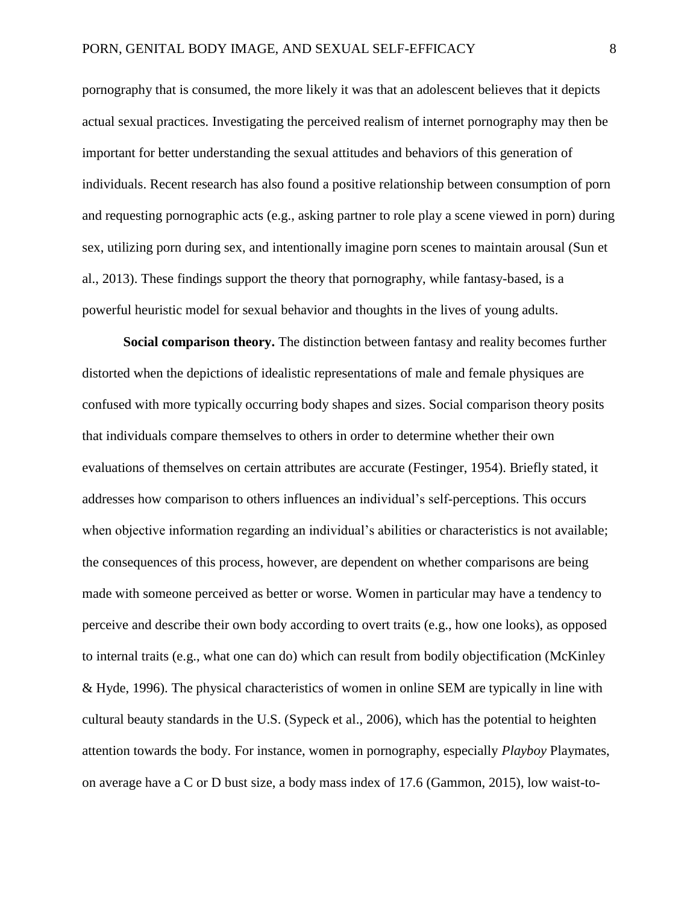pornography that is consumed, the more likely it was that an adolescent believes that it depicts actual sexual practices. Investigating the perceived realism of internet pornography may then be important for better understanding the sexual attitudes and behaviors of this generation of individuals. Recent research has also found a positive relationship between consumption of porn and requesting pornographic acts (e.g., asking partner to role play a scene viewed in porn) during sex, utilizing porn during sex, and intentionally imagine porn scenes to maintain arousal (Sun et al., 2013). These findings support the theory that pornography, while fantasy-based, is a powerful heuristic model for sexual behavior and thoughts in the lives of young adults.

**Social comparison theory.** The distinction between fantasy and reality becomes further distorted when the depictions of idealistic representations of male and female physiques are confused with more typically occurring body shapes and sizes. Social comparison theory posits that individuals compare themselves to others in order to determine whether their own evaluations of themselves on certain attributes are accurate (Festinger, 1954). Briefly stated, it addresses how comparison to others influences an individual's self-perceptions. This occurs when objective information regarding an individual's abilities or characteristics is not available; the consequences of this process, however, are dependent on whether comparisons are being made with someone perceived as better or worse. Women in particular may have a tendency to perceive and describe their own body according to overt traits (e.g., how one looks), as opposed to internal traits (e.g., what one can do) which can result from bodily objectification (McKinley & Hyde, 1996). The physical characteristics of women in online SEM are typically in line with cultural beauty standards in the U.S. (Sypeck et al., 2006), which has the potential to heighten attention towards the body. For instance, women in pornography, especially *Playboy* Playmates, on average have a C or D bust size, a body mass index of 17.6 (Gammon, 2015), low waist-to-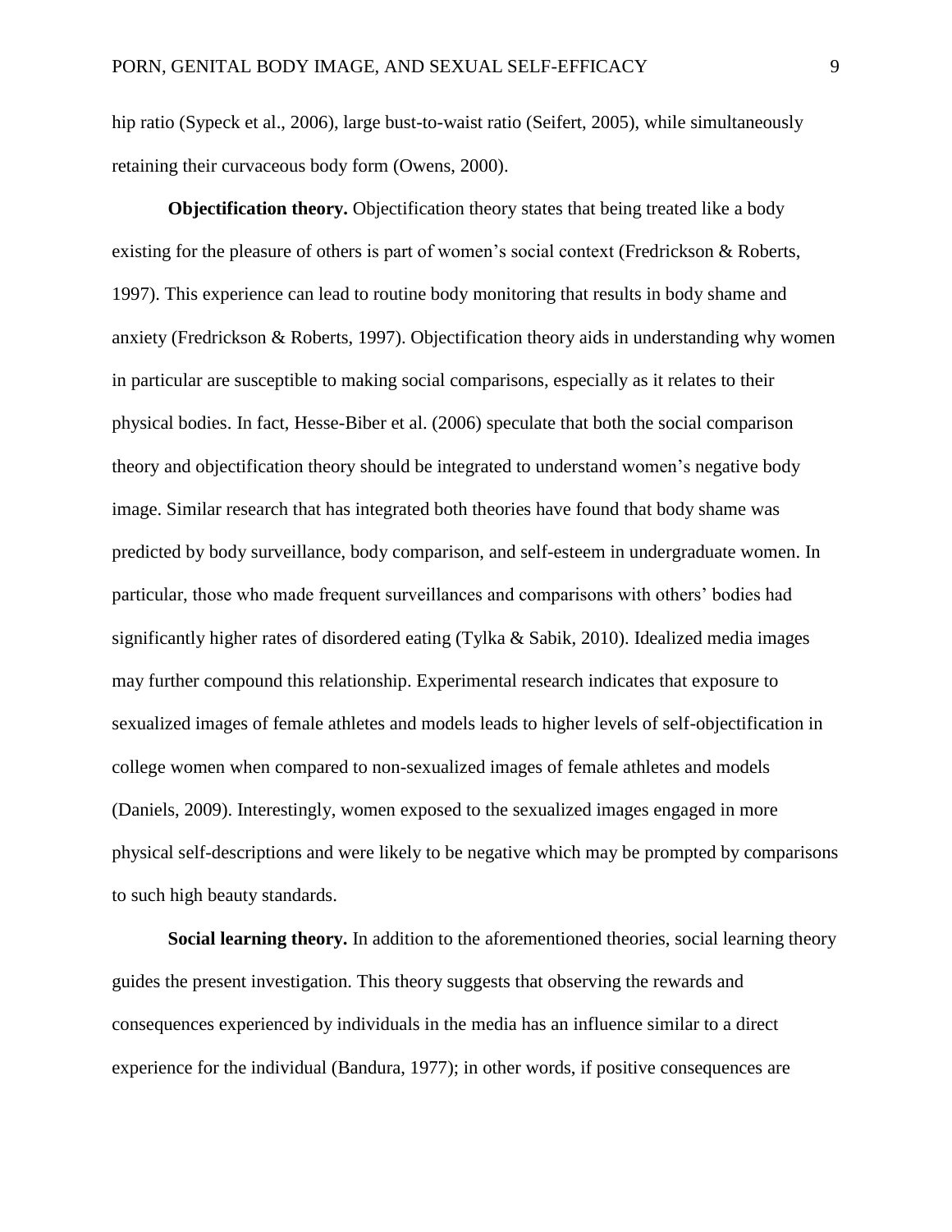hip ratio (Sypeck et al., 2006), large bust-to-waist ratio (Seifert, 2005), while simultaneously retaining their curvaceous body form (Owens, 2000).

**Objectification theory.** Objectification theory states that being treated like a body existing for the pleasure of others is part of women's social context (Fredrickson & Roberts, 1997). This experience can lead to routine body monitoring that results in body shame and anxiety (Fredrickson & Roberts, 1997). Objectification theory aids in understanding why women in particular are susceptible to making social comparisons, especially as it relates to their physical bodies. In fact, Hesse-Biber et al. (2006) speculate that both the social comparison theory and objectification theory should be integrated to understand women's negative body image. Similar research that has integrated both theories have found that body shame was predicted by body surveillance, body comparison, and self-esteem in undergraduate women. In particular, those who made frequent surveillances and comparisons with others' bodies had significantly higher rates of disordered eating (Tylka & Sabik, 2010). Idealized media images may further compound this relationship. Experimental research indicates that exposure to sexualized images of female athletes and models leads to higher levels of self-objectification in college women when compared to non-sexualized images of female athletes and models (Daniels, 2009). Interestingly, women exposed to the sexualized images engaged in more physical self-descriptions and were likely to be negative which may be prompted by comparisons to such high beauty standards.

**Social learning theory.** In addition to the aforementioned theories, social learning theory guides the present investigation. This theory suggests that observing the rewards and consequences experienced by individuals in the media has an influence similar to a direct experience for the individual (Bandura, 1977); in other words, if positive consequences are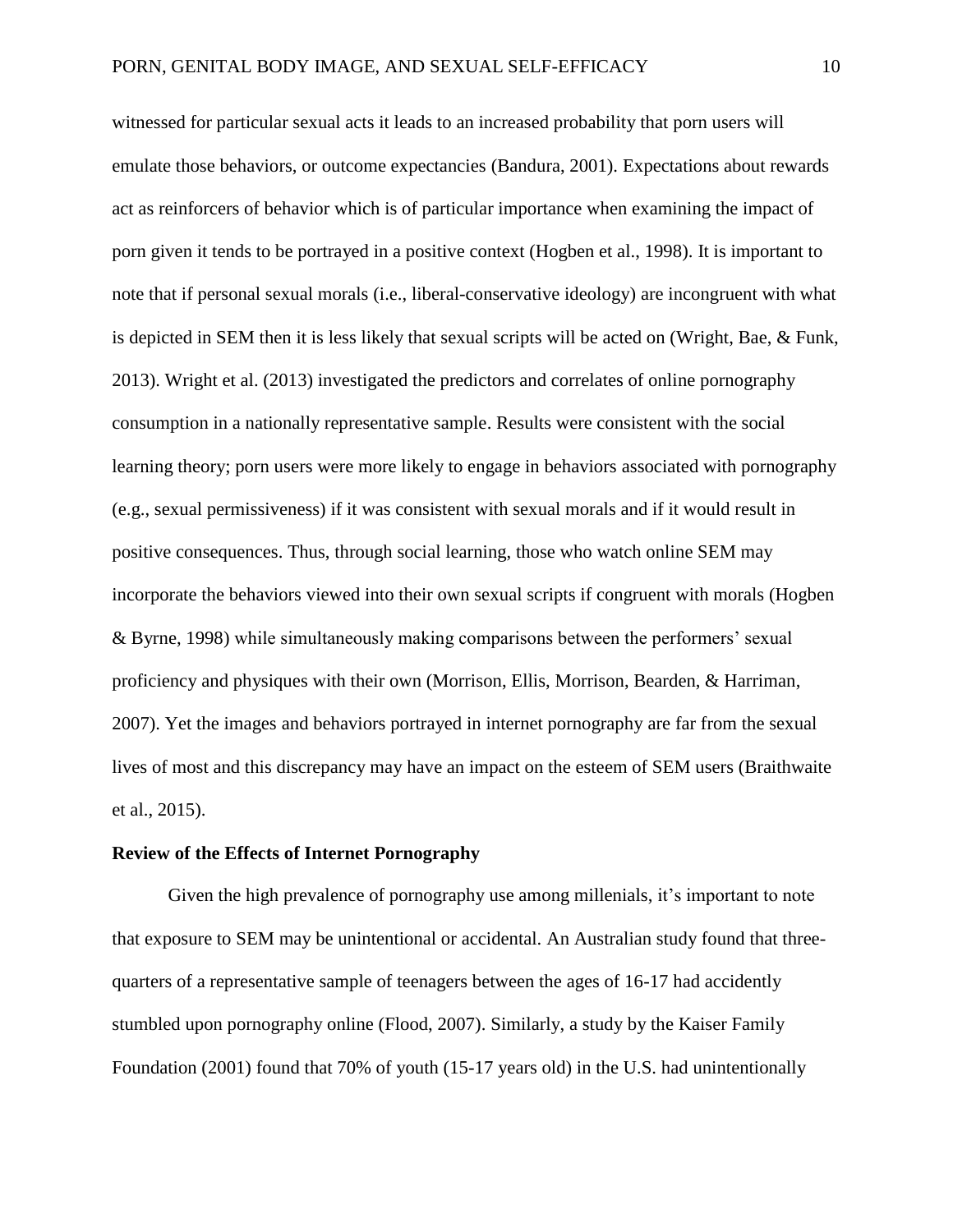witnessed for particular sexual acts it leads to an increased probability that porn users will emulate those behaviors, or outcome expectancies (Bandura, 2001). Expectations about rewards act as reinforcers of behavior which is of particular importance when examining the impact of porn given it tends to be portrayed in a positive context (Hogben et al., 1998). It is important to note that if personal sexual morals (i.e., liberal-conservative ideology) are incongruent with what is depicted in SEM then it is less likely that sexual scripts will be acted on (Wright, Bae, & Funk, 2013). Wright et al. (2013) investigated the predictors and correlates of online pornography consumption in a nationally representative sample. Results were consistent with the social learning theory; porn users were more likely to engage in behaviors associated with pornography (e.g., sexual permissiveness) if it was consistent with sexual morals and if it would result in positive consequences. Thus, through social learning, those who watch online SEM may incorporate the behaviors viewed into their own sexual scripts if congruent with morals (Hogben & Byrne, 1998) while simultaneously making comparisons between the performers' sexual proficiency and physiques with their own (Morrison, Ellis, Morrison, Bearden, & Harriman, 2007). Yet the images and behaviors portrayed in internet pornography are far from the sexual lives of most and this discrepancy may have an impact on the esteem of SEM users (Braithwaite et al., 2015).

**Review of the Effects of Internet Pornography**

Given the high prevalence of pornography use among millenials, it's important to note that exposure to SEM may be unintentional or accidental. An Australian study found that three-quarters of a representative sample of teenagers between the ages of 16-17 had accidently stumbled upon pornography online (Flood, 2007). Similarly, a study by the Kaiser Family Foundation (2001) found that 70% of youth (15-17 years old) in the U.S. had unintentionally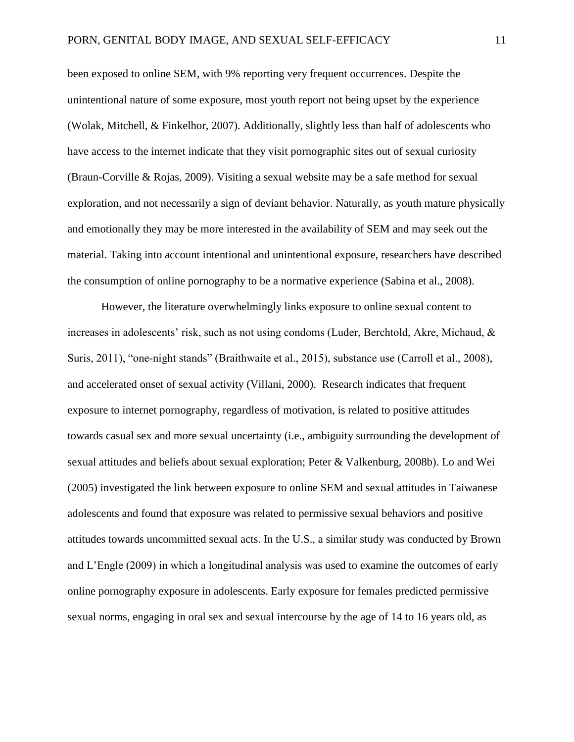been exposed to online SEM, with 9% reporting very frequent occurrences. Despite the unintentional nature of some exposure, most youth report not being upset by the experience (Wolak, Mitchell, & Finkelhor, 2007). Additionally, slightly less than half of adolescents who have access to the internet indicate that they visit pornographic sites out of sexual curiosity (Braun-Corville & Rojas, 2009). Visiting a sexual website may be a safe method for sexual exploration, and not necessarily a sign of deviant behavior. Naturally, as youth mature physically and emotionally they may be more interested in the availability of SEM and may seek out the material. Taking into account intentional and unintentional exposure, researchers have described the consumption of online pornography to be a normative experience (Sabina et al., 2008).

However, the literature overwhelmingly links exposure to online sexual content to increases in adolescents' risk, such as not using condoms (Luder, Berchtold, Akre, Michaud, & Suris, 2011), "one-night stands" (Braithwaite et al., 2015), substance use (Carroll et al., 2008), and accelerated onset of sexual activity (Villani, 2000). Research indicates that frequent exposure to internet pornography, regardless of motivation, is related to positive attitudes towards casual sex and more sexual uncertainty (i.e., ambiguity surrounding the development of sexual attitudes and beliefs about sexual exploration; Peter & Valkenburg, 2008b). Lo and Wei (2005) investigated the link between exposure to online SEM and sexual attitudes in Taiwanese adolescents and found that exposure was related to permissive sexual behaviors and positive attitudes towards uncommitted sexual acts. In the U.S., a similar study was conducted by Brown and L'Engle (2009) in which a longitudinal analysis was used to examine the outcomes of early online pornography exposure in adolescents. Early exposure for females predicted permissive sexual norms, engaging in oral sex and sexual intercourse by the age of 14 to 16 years old, as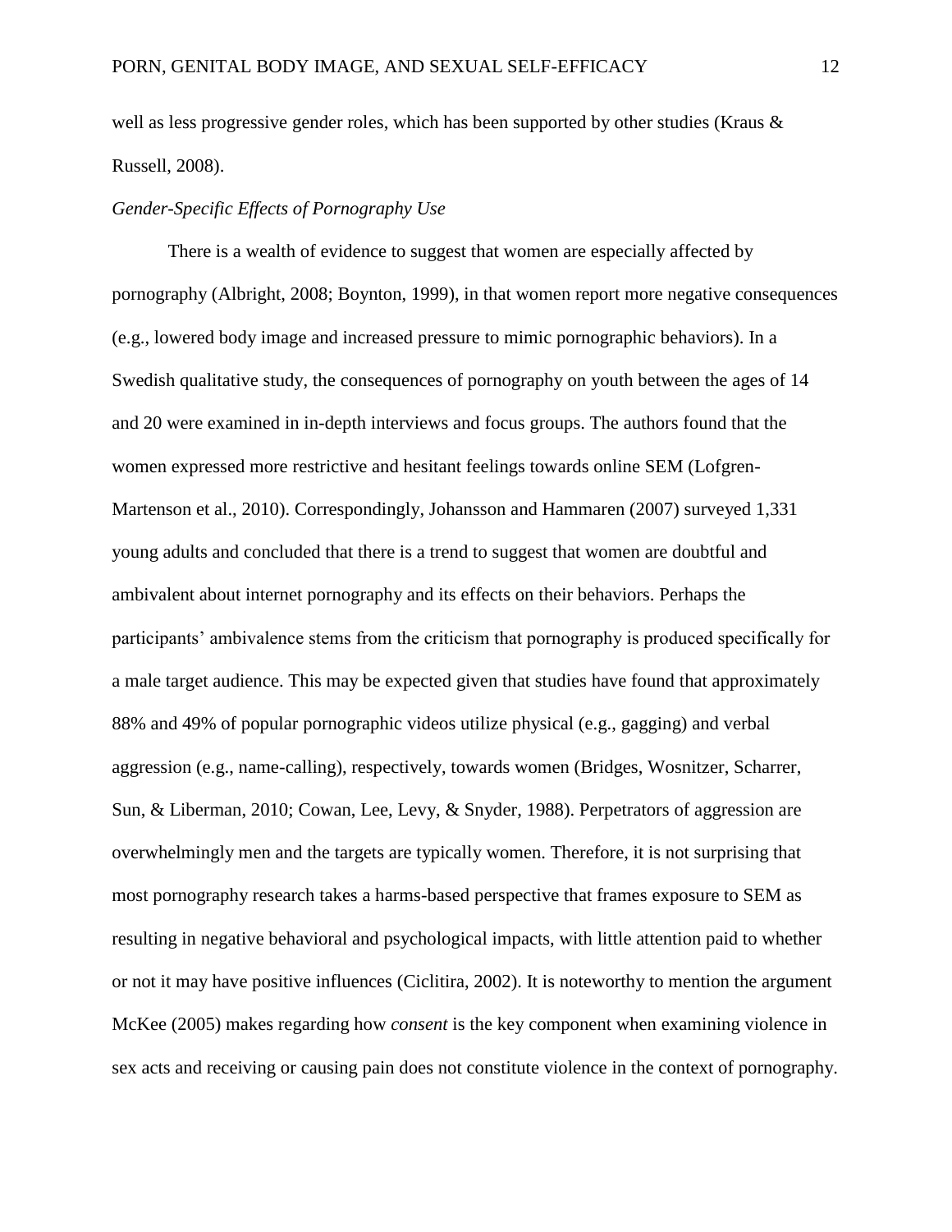well as less progressive gender roles, which has been supported by other studies (Kraus & Russell, 2008).

*Gender-Specific Effects of Pornography Use*

There is a wealth of evidence to suggest that women are especially affected by pornography (Albright, 2008; Boynton, 1999), in that women report more negative consequences (e.g., lowered body image and increased pressure to mimic pornographic behaviors). In a Swedish qualitative study, the consequences of pornography on youth between the ages of 14 and 20 were examined in in-depth interviews and focus groups. The authors found that the women expressed more restrictive and hesitant feelings towards online SEM (Lofgren-Martenson et al., 2010). Correspondingly, Johansson and Hammaren (2007) surveyed 1,331 young adults and concluded that there is a trend to suggest that women are doubtful and ambivalent about internet pornography and its effects on their behaviors. Perhaps the participants' ambivalence stems from the criticism that pornography is produced specifically for a male target audience. This may be expected given that studies have found that approximately 88% and 49% of popular pornographic videos utilize physical (e.g., gagging) and verbal aggression (e.g., name-calling), respectively, towards women (Bridges, Wosnitzer, Scharrer, Sun, & Liberman, 2010; Cowan, Lee, Levy, & Snyder, 1988). Perpetrators of aggression are overwhelmingly men and the targets are typically women. Therefore, it is not surprising that most pornography research takes a harms-based perspective that frames exposure to SEM as resulting in negative behavioral and psychological impacts, with little attention paid to whether or not it may have positive influences (Ciclitira, 2002). It is noteworthy to mention the argument McKee (2005) makes regarding how *consent* is the key component when examining violence in sex acts and receiving or causing pain does not constitute violence in the context of pornography.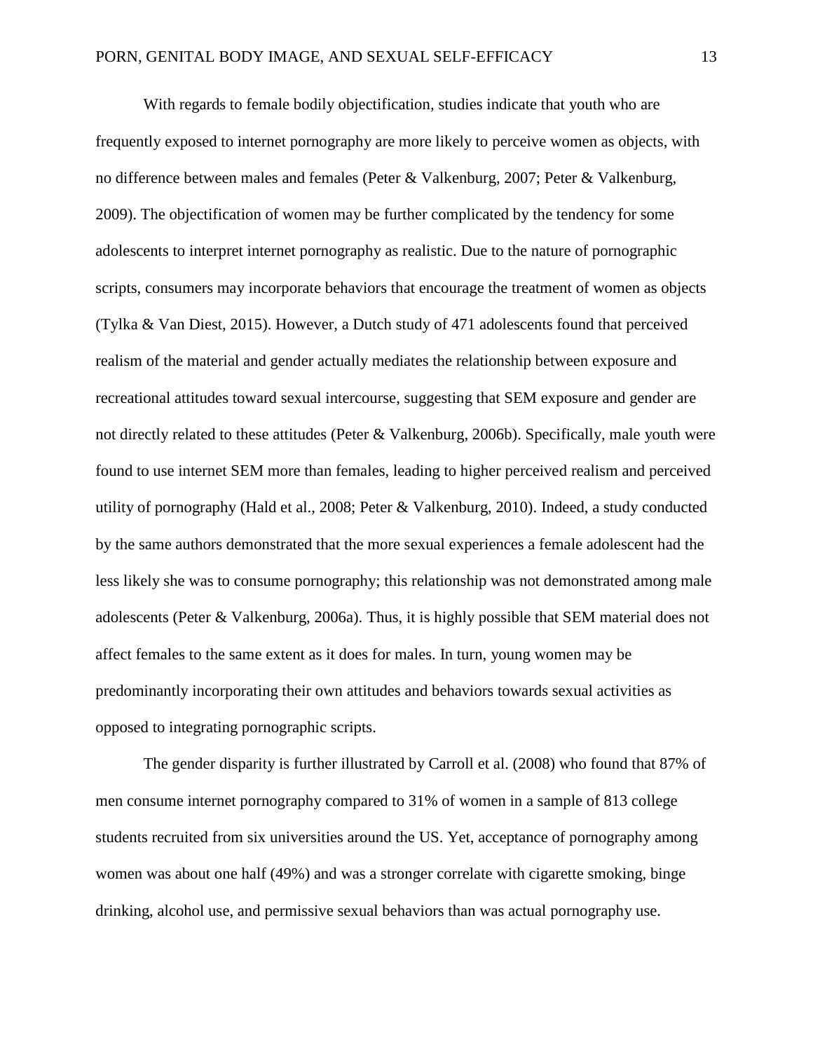With regards to female bodily objectification, studies indicate that youth who are frequently exposed to internet pornography are more likely to perceive women as objects, with no difference between males and females (Peter & Valkenburg, 2007; Peter & Valkenburg, 2009). The objectification of women may be further complicated by the tendency for some adolescents to interpret internet pornography as realistic. Due to the nature of pornographic scripts, consumers may incorporate behaviors that encourage the treatment of women as objects (Tylka & Van Diest, 2015). However, a Dutch study of 471 adolescents found that perceived realism of the material and gender actually mediates the relationship between exposure and recreational attitudes toward sexual intercourse, suggesting that SEM exposure and gender are not directly related to these attitudes (Peter & Valkenburg, 2006b). Specifically, male youth were found to use internet SEM more than females, leading to higher perceived realism and perceived utility of pornography (Hald et al., 2008; Peter & Valkenburg, 2010). Indeed, a study conducted by the same authors demonstrated that the more sexual experiences a female adolescent had the less likely she was to consume pornography; this relationship was not demonstrated among male adolescents (Peter & Valkenburg, 2006a). Thus, it is highly possible that SEM material does not affect females to the same extent as it does for males. In turn, young women may be predominantly incorporating their own attitudes and behaviors towards sexual activities as opposed to integrating pornographic scripts.

The gender disparity is further illustrated by Carroll et al. (2008) who found that 87% of men consume internet pornography compared to 31% of women in a sample of 813 college students recruited from six universities around the US. Yet, acceptance of pornography among women was about one half (49%) and was a stronger correlate with cigarette smoking, binge drinking, alcohol use, and permissive sexual behaviors than was actual pornography use.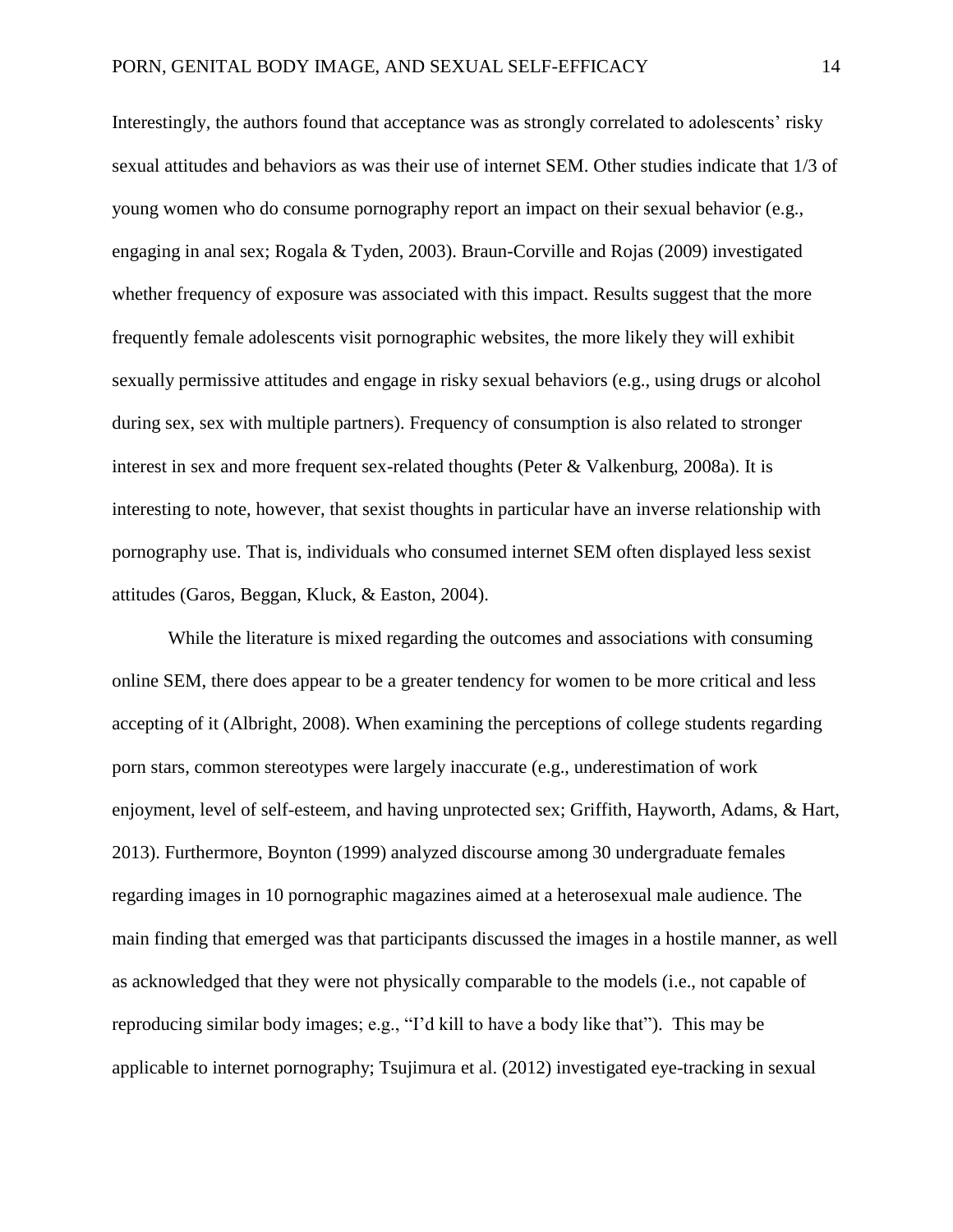Interestingly, the authors found that acceptance was as strongly correlated to adolescents' risky sexual attitudes and behaviors as was their use of internet SEM. Other studies indicate that 1/3 of young women who do consume pornography report an impact on their sexual behavior (e.g., engaging in anal sex; Rogala & Tyden, 2003). Braun-Corville and Rojas (2009) investigated whether frequency of exposure was associated with this impact. Results suggest that the more frequently female adolescents visit pornographic websites, the more likely they will exhibit sexually permissive attitudes and engage in risky sexual behaviors (e.g., using drugs or alcohol during sex, sex with multiple partners). Frequency of consumption is also related to stronger interest in sex and more frequent sex-related thoughts (Peter & Valkenburg, 2008a). It is interesting to note, however, that sexist thoughts in particular have an inverse relationship with pornography use. That is, individuals who consumed internet SEM often displayed less sexist attitudes (Garos, Beggan, Kluck, & Easton, 2004).

While the literature is mixed regarding the outcomes and associations with consuming online SEM, there does appear to be a greater tendency for women to be more critical and less accepting of it (Albright, 2008). When examining the perceptions of college students regarding porn stars, common stereotypes were largely inaccurate (e.g., underestimation of work enjoyment, level of self-esteem, and having unprotected sex; Griffith, Hayworth, Adams, & Hart, 2013). Furthermore, Boynton (1999) analyzed discourse among 30 undergraduate females regarding images in 10 pornographic magazines aimed at a heterosexual male audience. The main finding that emerged was that participants discussed the images in a hostile manner, as well as acknowledged that they were not physically comparable to the models (i.e., not capable of reproducing similar body images; e.g., "I'd kill to have a body like that"). This may be applicable to internet pornography; Tsujimura et al. (2012) investigated eye-tracking in sexual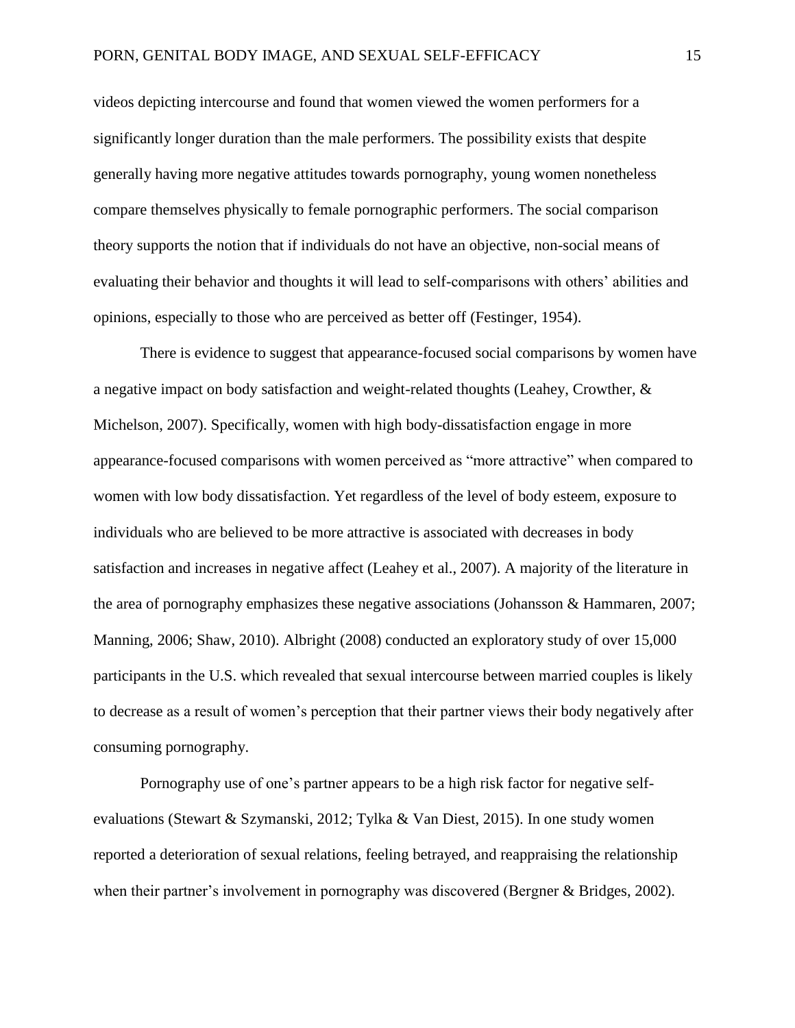videos depicting intercourse and found that women viewed the women performers for a significantly longer duration than the male performers. The possibility exists that despite generally having more negative attitudes towards pornography, young women nonetheless compare themselves physically to female pornographic performers. The social comparison theory supports the notion that if individuals do not have an objective, non-social means of evaluating their behavior and thoughts it will lead to self-comparisons with others' abilities and opinions, especially to those who are perceived as better off (Festinger, 1954).

There is evidence to suggest that appearance-focused social comparisons by women have a negative impact on body satisfaction and weight-related thoughts (Leahey, Crowther, & Michelson, 2007). Specifically, women with high body-dissatisfaction engage in more appearance-focused comparisons with women perceived as "more attractive" when compared to women with low body dissatisfaction. Yet regardless of the level of body esteem, exposure to individuals who are believed to be more attractive is associated with decreases in body satisfaction and increases in negative affect (Leahey et al., 2007). A majority of the literature in the area of pornography emphasizes these negative associations (Johansson & Hammaren, 2007; Manning, 2006; Shaw, 2010). Albright (2008) conducted an exploratory study of over 15,000 participants in the U.S. which revealed that sexual intercourse between married couples is likely to decrease as a result of women's perception that their partner views their body negatively after consuming pornography.

Pornography use of one's partner appears to be a high risk factor for negative self-evaluations (Stewart & Szymanski, 2012; Tylka & Van Diest, 2015). In one study women reported a deterioration of sexual relations, feeling betrayed, and reappraising the relationship when their partner's involvement in pornography was discovered (Bergner & Bridges, 2002).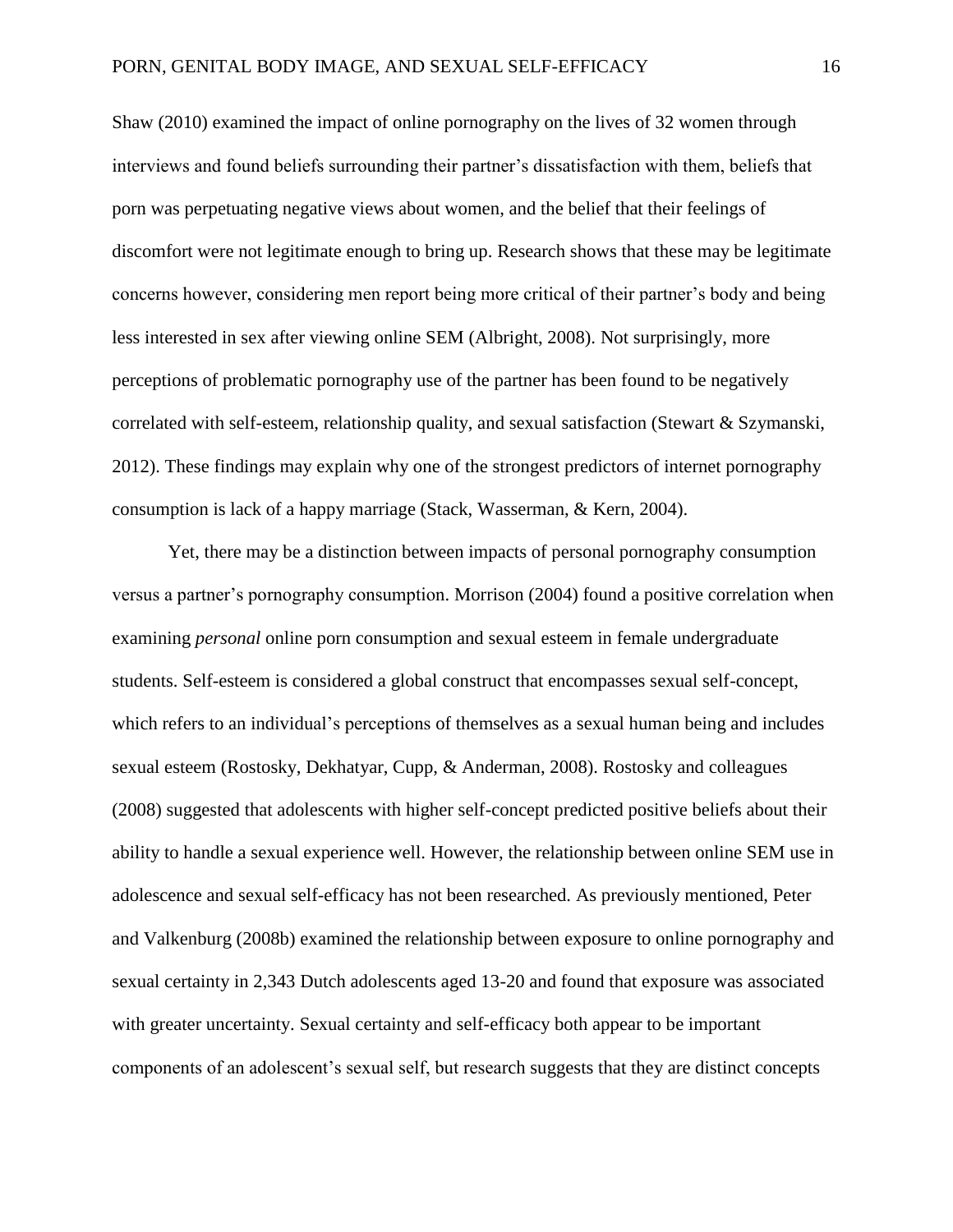Shaw (2010) examined the impact of online pornography on the lives of 32 women through interviews and found beliefs surrounding their partner's dissatisfaction with them, beliefs that porn was perpetuating negative views about women, and the belief that their feelings of discomfort were not legitimate enough to bring up. Research shows that these may be legitimate concerns however, considering men report being more critical of their partner's body and being less interested in sex after viewing online SEM (Albright, 2008). Not surprisingly, more perceptions of problematic pornography use of the partner has been found to be negatively correlated with self-esteem, relationship quality, and sexual satisfaction (Stewart & Szymanski, 2012). These findings may explain why one of the strongest predictors of internet pornography consumption is lack of a happy marriage (Stack, Wasserman, & Kern, 2004).

Yet, there may be a distinction between impacts of personal pornography consumption versus a partner's pornography consumption. Morrison (2004) found a positive correlation when examining *personal* online porn consumption and sexual esteem in female undergraduate students. Self-esteem is considered a global construct that encompasses sexual self-concept, which refers to an individual's perceptions of themselves as a sexual human being and includes sexual esteem (Rostosky, Dekhatyar, Cupp, & Anderman, 2008). Rostosky and colleagues (2008) suggested that adolescents with higher self-concept predicted positive beliefs about their ability to handle a sexual experience well. However, the relationship between online SEM use in adolescence and sexual self-efficacy has not been researched. As previously mentioned, Peter and Valkenburg (2008b) examined the relationship between exposure to online pornography and sexual certainty in 2,343 Dutch adolescents aged 13-20 and found that exposure was associated with greater uncertainty. Sexual certainty and self-efficacy both appear to be important components of an adolescent's sexual self, but research suggests that they are distinct concepts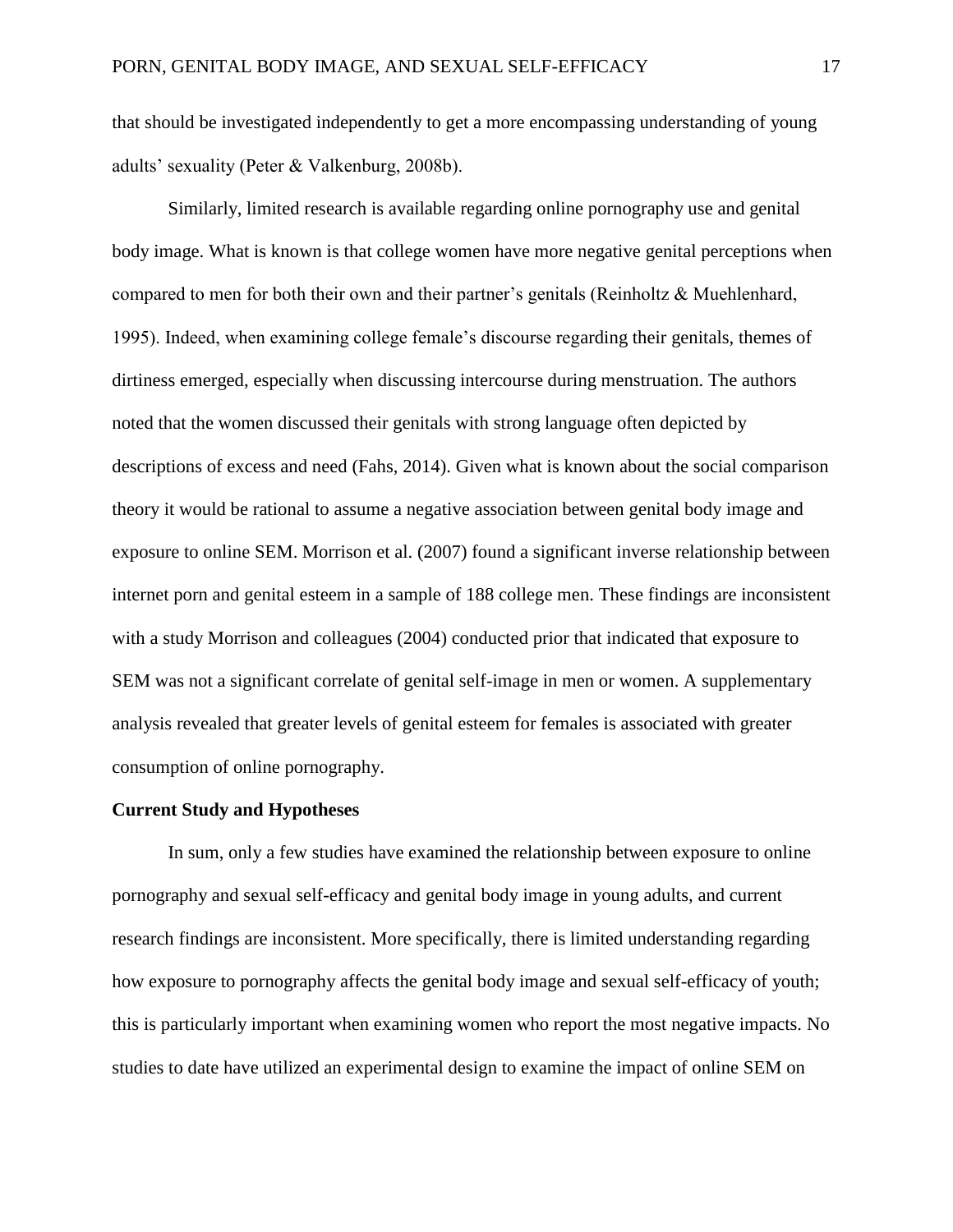that should be investigated independently to get a more encompassing understanding of young adults' sexuality (Peter & Valkenburg, 2008b).

Similarly, limited research is available regarding online pornography use and genital body image. What is known is that college women have more negative genital perceptions when compared to men for both their own and their partner's genitals (Reinholtz & Muehlenhard, 1995). Indeed, when examining college female's discourse regarding their genitals, themes of dirtiness emerged, especially when discussing intercourse during menstruation. The authors noted that the women discussed their genitals with strong language often depicted by descriptions of excess and need (Fahs, 2014). Given what is known about the social comparison theory it would be rational to assume a negative association between genital body image and exposure to online SEM. Morrison et al. (2007) found a significant inverse relationship between internet porn and genital esteem in a sample of 188 college men. These findings are inconsistent with a study Morrison and colleagues (2004) conducted prior that indicated that exposure to SEM was not a significant correlate of genital self-image in men or women. A supplementary analysis revealed that greater levels of genital esteem for females is associated with greater consumption of online pornography.

**Current Study and Hypotheses**

In sum, only a few studies have examined the relationship between exposure to online pornography and sexual self-efficacy and genital body image in young adults, and current research findings are inconsistent. More specifically, there is limited understanding regarding how exposure to pornography affects the genital body image and sexual self-efficacy of youth; this is particularly important when examining women who report the most negative impacts. No studies to date have utilized an experimental design to examine the impact of online SEM on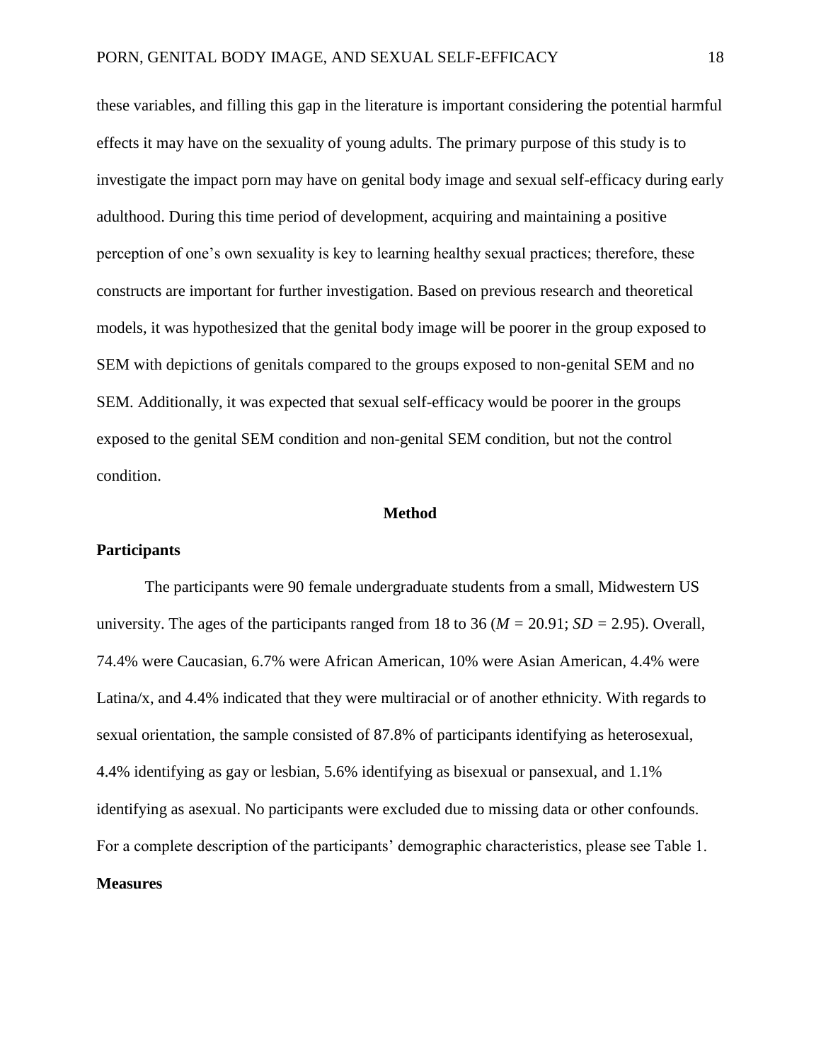these variables, and filling this gap in the literature is important considering the potential harmful effects it may have on the sexuality of young adults. The primary purpose of this study is to investigate the impact porn may have on genital body image and sexual self-efficacy during early adulthood. During this time period of development, acquiring and maintaining a positive perception of one's own sexuality is key to learning healthy sexual practices; therefore, these constructs are important for further investigation. Based on previous research and theoretical models, it was hypothesized that the genital body image will be poorer in the group exposed to SEM with depictions of genitals compared to the groups exposed to non-genital SEM and no SEM. Additionally, it was expected that sexual self-efficacy would be poorer in the groups exposed to the genital SEM condition and non-genital SEM condition, but not the control condition.

# Method

## Participants

The participants were 90 female undergraduate students from a small, Midwestern US university. The ages of the participants ranged from 18 to 36 ($M$ = 20.91; $SD$ = 2.95). Overall, 74.4% were Caucasian, 6.7% were African American, 10% were Asian American, 4.4% were Latina/x, and 4.4% indicated that they were multiracial or of another ethnicity. With regards to sexual orientation, the sample consisted of 87.8% of participants identifying as heterosexual, 4.4% identifying as gay or lesbian, 5.6% identifying as bisexual or pansexual, and 1.1% identifying as asexual. No participants were excluded due to missing data or other confounds. For a complete description of the participants' demographic characteristics, please see Table 1.

## Measures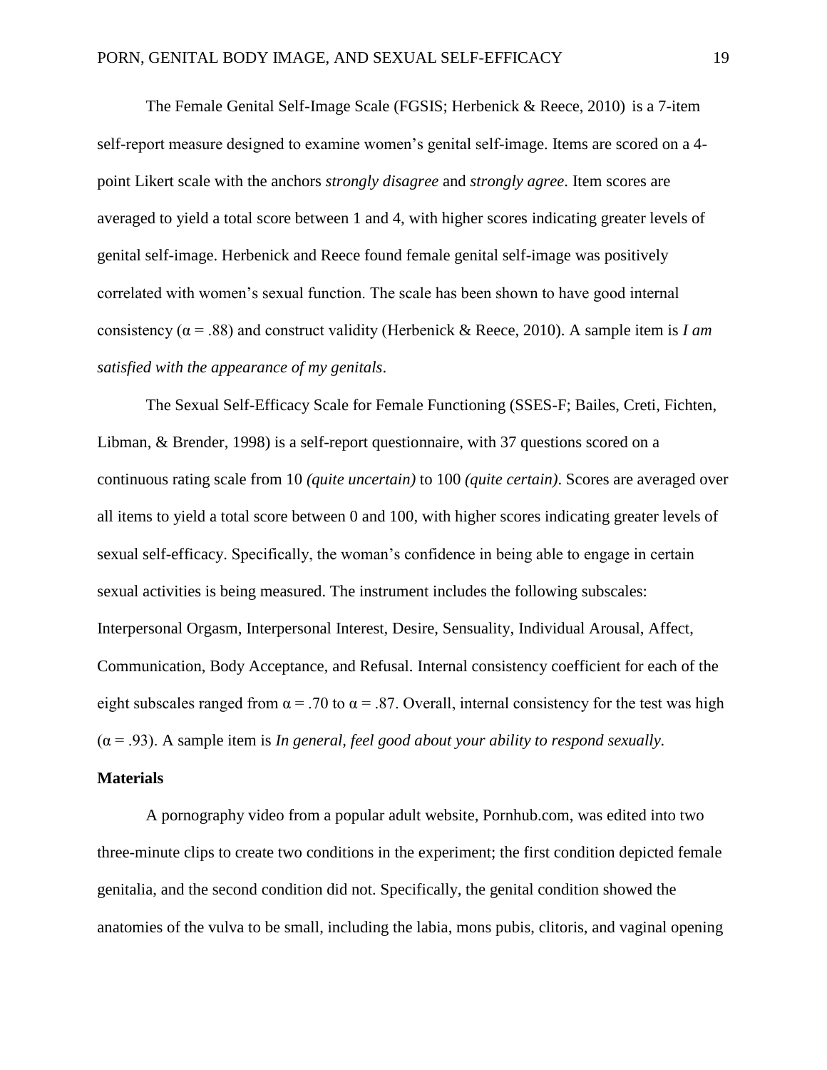The Female Genital Self-Image Scale (FGSIS; Herbenick & Reece, 2010) is a 7-item self-report measure designed to examine women's genital self-image. Items are scored on a 4-point Likert scale with the anchors *strongly disagree* and *strongly agree*. Item scores are averaged to yield a total score between 1 and 4, with higher scores indicating greater levels of genital self-image. Herbenick and Reece found female genital self-image was positively correlated with women's sexual function. The scale has been shown to have good internal consistency ($\alpha = .88$) and construct validity (Herbenick & Reece, 2010). A sample item is *I am satisfied with the appearance of my genitals*.

The Sexual Self-Efficacy Scale for Female Functioning (SSES-F; Bailes, Creti, Fichten, Libman, & Brender, 1998) is a self-report questionnaire, with 37 questions scored on a continuous rating scale from 10 *(quite uncertain)* to 100 *(quite certain)*. Scores are averaged over all items to yield a total score between 0 and 100, with higher scores indicating greater levels of sexual self-efficacy. Specifically, the woman's confidence in being able to engage in certain sexual activities is being measured. The instrument includes the following subscales: Interpersonal Orgasm, Interpersonal Interest, Desire, Sensuality, Individual Arousal, Affect, Communication, Body Acceptance, and Refusal. Internal consistency coefficient for each of the eight subscales ranged from $\alpha = .70$ to $\alpha = .87$. Overall, internal consistency for the test was high ($\alpha = .93$). A sample item is *In general, feel good about your ability to respond sexually.*

**Materials**

A pornography video from a popular adult website, Pornhub.com, was edited into two three-minute clips to create two conditions in the experiment; the first condition depicted female genitalia, and the second condition did not. Specifically, the genital condition showed the anatomies of the vulva to be small, including the labia, mons pubis, clitoris, and vaginal opening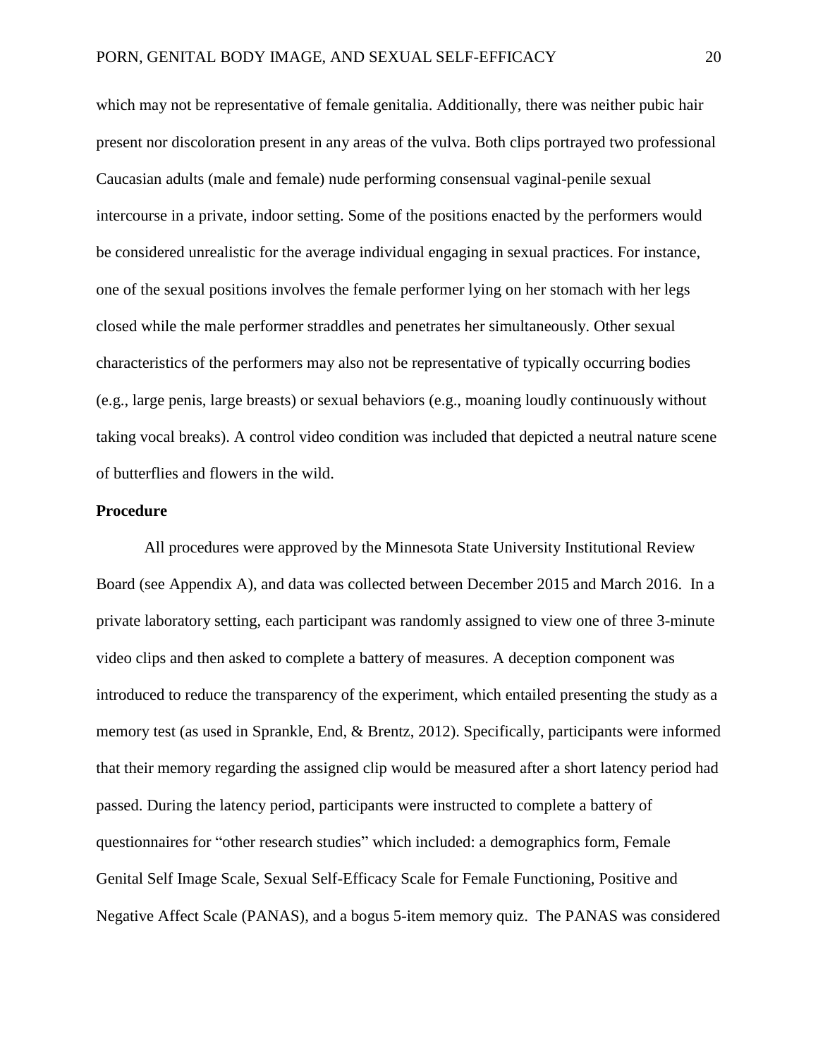which may not be representative of female genitalia. Additionally, there was neither pubic hair present nor discoloration present in any areas of the vulva. Both clips portrayed two professional Caucasian adults (male and female) nude performing consensual vaginal-penile sexual intercourse in a private, indoor setting. Some of the positions enacted by the performers would be considered unrealistic for the average individual engaging in sexual practices. For instance, one of the sexual positions involves the female performer lying on her stomach with her legs closed while the male performer straddles and penetrates her simultaneously. Other sexual characteristics of the performers may also not be representative of typically occurring bodies (e.g., large penis, large breasts) or sexual behaviors (e.g., moaning loudly continuously without taking vocal breaks). A control video condition was included that depicted a neutral nature scene of butterflies and flowers in the wild.

**Procedure**

All procedures were approved by the Minnesota State University Institutional Review Board (see Appendix A), and data was collected between December 2015 and March 2016. In a private laboratory setting, each participant was randomly assigned to view one of three 3-minute video clips and then asked to complete a battery of measures. A deception component was introduced to reduce the transparency of the experiment, which entailed presenting the study as a memory test (as used in Sprankle, End, & Brentz, 2012). Specifically, participants were informed that their memory regarding the assigned clip would be measured after a short latency period had passed. During the latency period, participants were instructed to complete a battery of questionnaires for "other research studies" which included: a demographics form, Female Genital Self Image Scale, Sexual Self-Efficacy Scale for Female Functioning, Positive and Negative Affect Scale (PANAS), and a bogus 5-item memory quiz. The PANAS was considered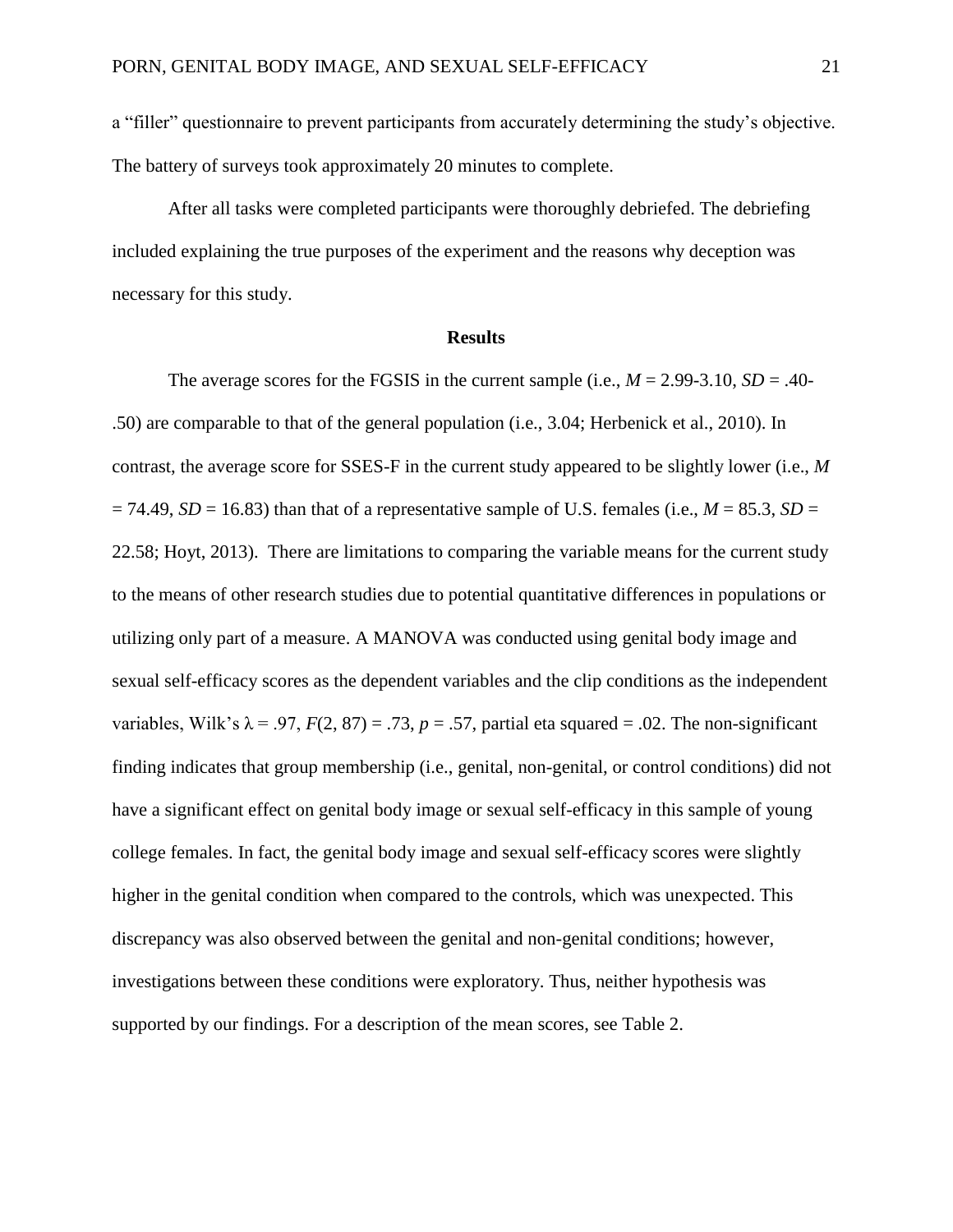a "filler" questionnaire to prevent participants from accurately determining the study's objective. The battery of surveys took approximately 20 minutes to complete.

After all tasks were completed participants were thoroughly debriefed. The debriefing included explaining the true purposes of the experiment and the reasons why deception was necessary for this study.

**Results**

The average scores for the FGSIS in the current sample (i.e., $M = 2.99\text{-}3.10$, $SD = .40\text{-}.50$) are comparable to that of the general population (i.e., 3.04; Herbenick et al., 2010). In contrast, the average score for SSES-F in the current study appeared to be slightly lower (i.e., $M = 74.49$, $SD = 16.83$) than that of a representative sample of U.S. females (i.e., $M = 85.3$, $SD = 22.58$; Hoyt, 2013). There are limitations to comparing the variable means for the current study to the means of other research studies due to potential quantitative differences in populations or utilizing only part of a measure. A MANOVA was conducted using genital body image and sexual self-efficacy scores as the dependent variables and the clip conditions as the independent variables, Wilk's $\lambda = .97$, $F(2, 87) = .73$, $p = .57$, partial eta squared = .02. The non-significant finding indicates that group membership (i.e., genital, non-genital, or control conditions) did not have a significant effect on genital body image or sexual self-efficacy in this sample of young college females. In fact, the genital body image and sexual self-efficacy scores were slightly higher in the genital condition when compared to the controls, which was unexpected. This discrepancy was also observed between the genital and non-genital conditions; however, investigations between these conditions were exploratory. Thus, neither hypothesis was supported by our findings. For a description of the mean scores, see Table 2.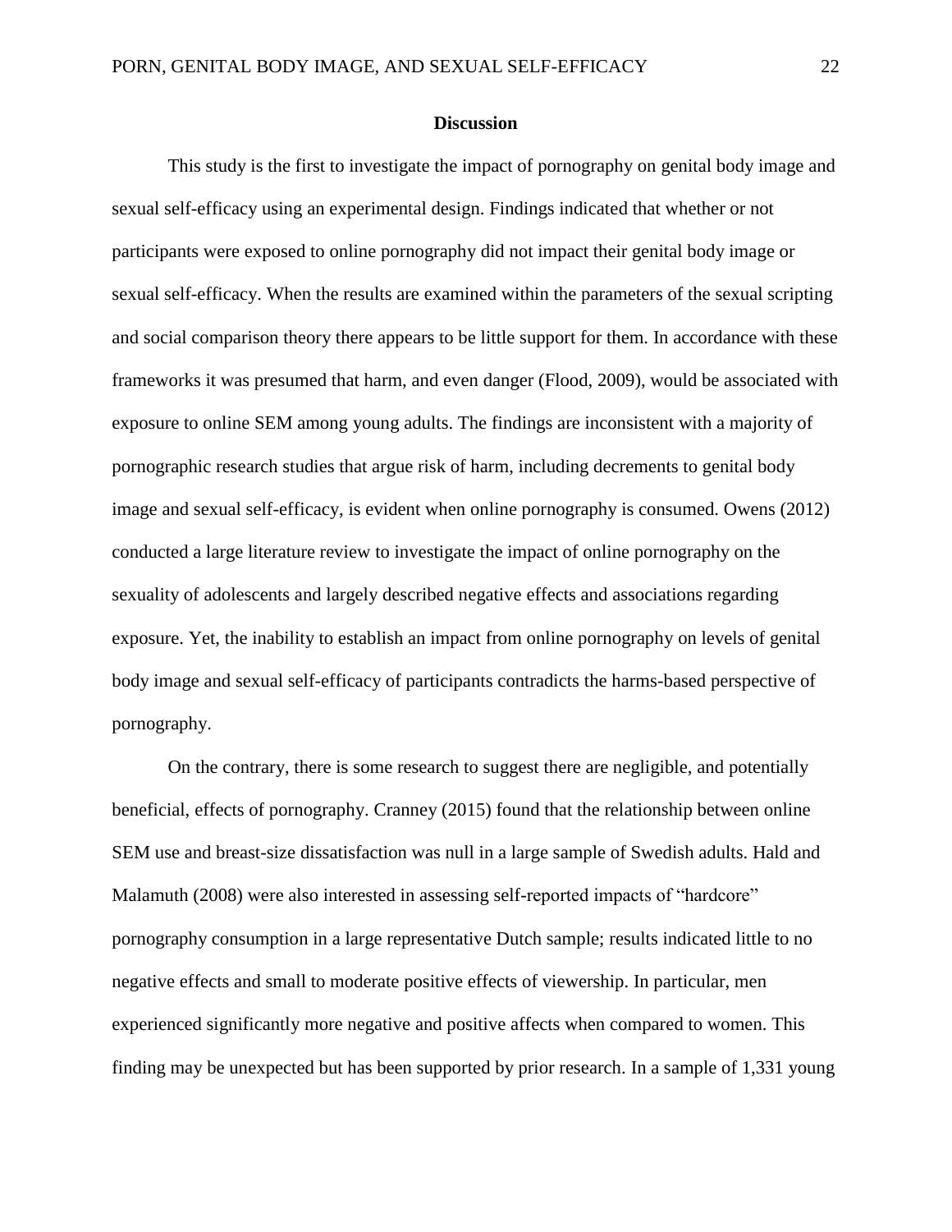## Discussion

This study is the first to investigate the impact of pornography on genital body image and sexual self-efficacy using an experimental design. Findings indicated that whether or not participants were exposed to online pornography did not impact their genital body image or sexual self-efficacy. When the results are examined within the parameters of the sexual scripting and social comparison theory there appears to be little support for them. In accordance with these frameworks it was presumed that harm, and even danger (Flood, 2009), would be associated with exposure to online SEM among young adults. The findings are inconsistent with a majority of pornographic research studies that argue risk of harm, including decrements to genital body image and sexual self-efficacy, is evident when online pornography is consumed. Owens (2012) conducted a large literature review to investigate the impact of online pornography on the sexuality of adolescents and largely described negative effects and associations regarding exposure. Yet, the inability to establish an impact from online pornography on levels of genital body image and sexual self-efficacy of participants contradicts the harms-based perspective of pornography.

On the contrary, there is some research to suggest there are negligible, and potentially beneficial, effects of pornography. Cranney (2015) found that the relationship between online SEM use and breast-size dissatisfaction was null in a large sample of Swedish adults. Hald and Malamuth (2008) were also interested in assessing self-reported impacts of "hardcore" pornography consumption in a large representative Dutch sample; results indicated little to no negative effects and small to moderate positive effects of viewership. In particular, men experienced significantly more negative and positive affects when compared to women. This finding may be unexpected but has been supported by prior research. In a sample of 1,331 young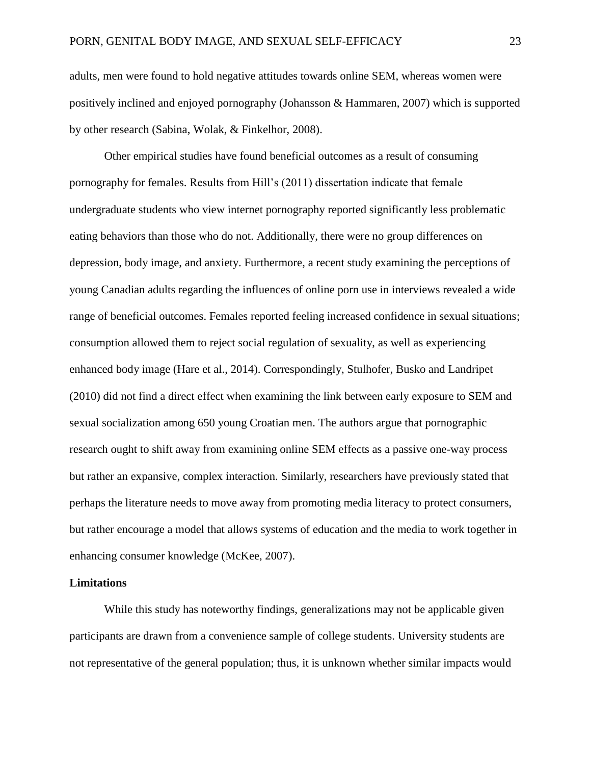adults, men were found to hold negative attitudes towards online SEM, whereas women were positively inclined and enjoyed pornography (Johansson & Hammaren, 2007) which is supported by other research (Sabina, Wolak, & Finkelhor, 2008).

Other empirical studies have found beneficial outcomes as a result of consuming pornography for females. Results from Hill's (2011) dissertation indicate that female undergraduate students who view internet pornography reported significantly less problematic eating behaviors than those who do not. Additionally, there were no group differences on depression, body image, and anxiety. Furthermore, a recent study examining the perceptions of young Canadian adults regarding the influences of online porn use in interviews revealed a wide range of beneficial outcomes. Females reported feeling increased confidence in sexual situations; consumption allowed them to reject social regulation of sexuality, as well as experiencing enhanced body image (Hare et al., 2014). Correspondingly, Stulhofer, Busko and Landripet (2010) did not find a direct effect when examining the link between early exposure to SEM and sexual socialization among 650 young Croatian men. The authors argue that pornographic research ought to shift away from examining online SEM effects as a passive one-way process but rather an expansive, complex interaction. Similarly, researchers have previously stated that perhaps the literature needs to move away from promoting media literacy to protect consumers, but rather encourage a model that allows systems of education and the media to work together in enhancing consumer knowledge (McKee, 2007).

**Limitations**

While this study has noteworthy findings, generalizations may not be applicable given participants are drawn from a convenience sample of college students. University students are not representative of the general population; thus, it is unknown whether similar impacts would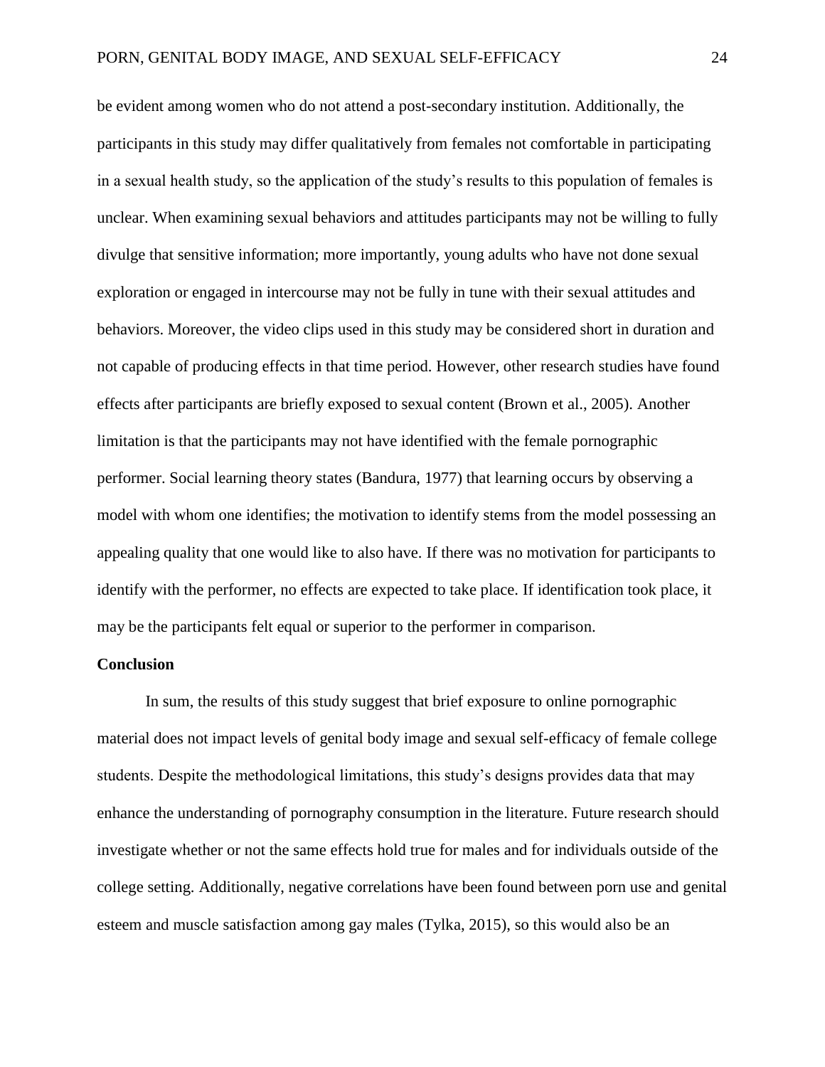be evident among women who do not attend a post-secondary institution. Additionally, the participants in this study may differ qualitatively from females not comfortable in participating in a sexual health study, so the application of the study's results to this population of females is unclear. When examining sexual behaviors and attitudes participants may not be willing to fully divulge that sensitive information; more importantly, young adults who have not done sexual exploration or engaged in intercourse may not be fully in tune with their sexual attitudes and behaviors. Moreover, the video clips used in this study may be considered short in duration and not capable of producing effects in that time period. However, other research studies have found effects after participants are briefly exposed to sexual content (Brown et al., 2005). Another limitation is that the participants may not have identified with the female pornographic performer. Social learning theory states (Bandura, 1977) that learning occurs by observing a model with whom one identifies; the motivation to identify stems from the model possessing an appealing quality that one would like to also have. If there was no motivation for participants to identify with the performer, no effects are expected to take place. If identification took place, it may be the participants felt equal or superior to the performer in comparison.

## Conclusion

In sum, the results of this study suggest that brief exposure to online pornographic material does not impact levels of genital body image and sexual self-efficacy of female college students. Despite the methodological limitations, this study's designs provides data that may enhance the understanding of pornography consumption in the literature. Future research should investigate whether or not the same effects hold true for males and for individuals outside of the college setting. Additionally, negative correlations have been found between porn use and genital esteem and muscle satisfaction among gay males (Tylka, 2015), so this would also be an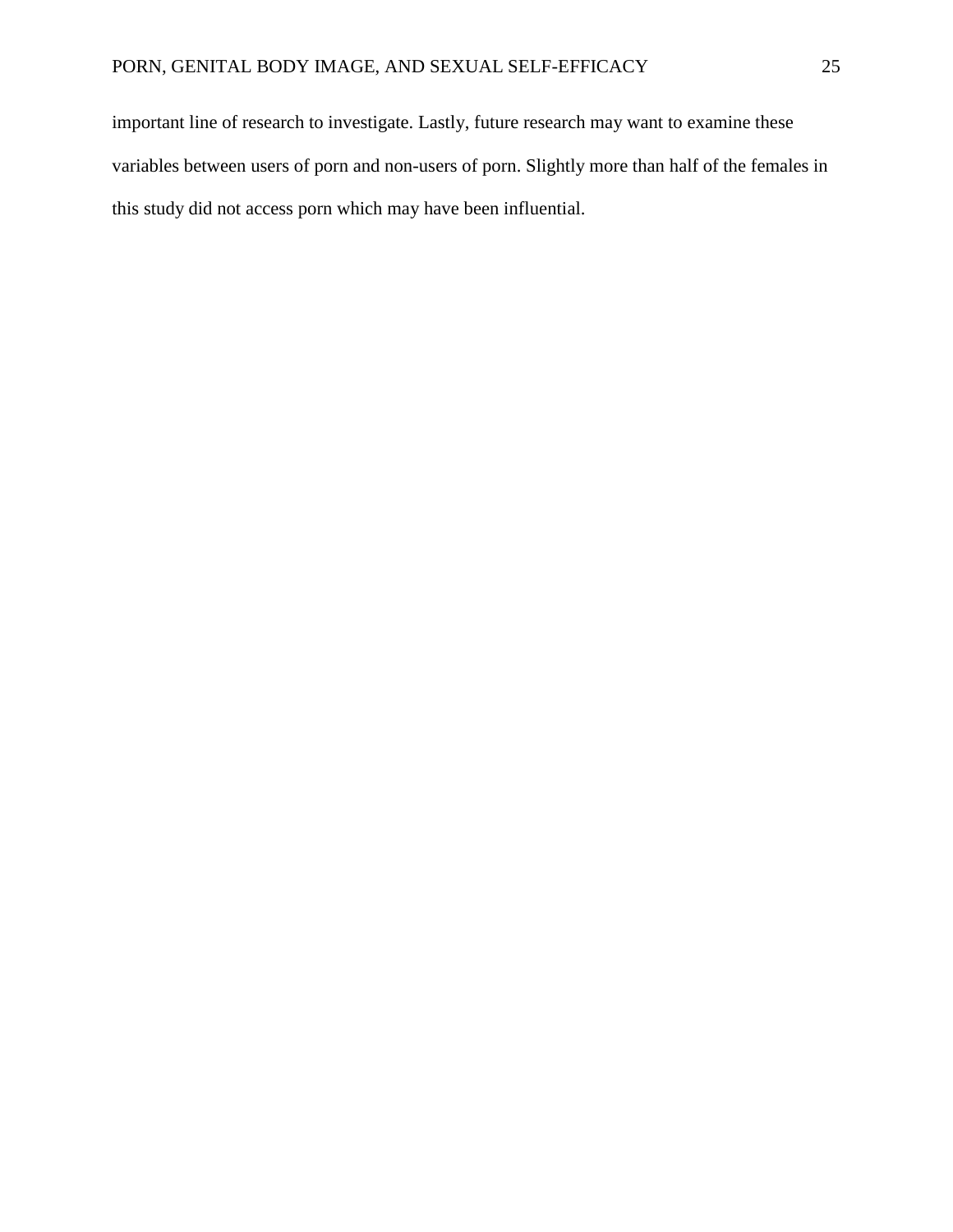important line of research to investigate. Lastly, future research may want to examine these variables between users of porn and non-users of porn. Slightly more than half of the females in this study did not access porn which may have been influential.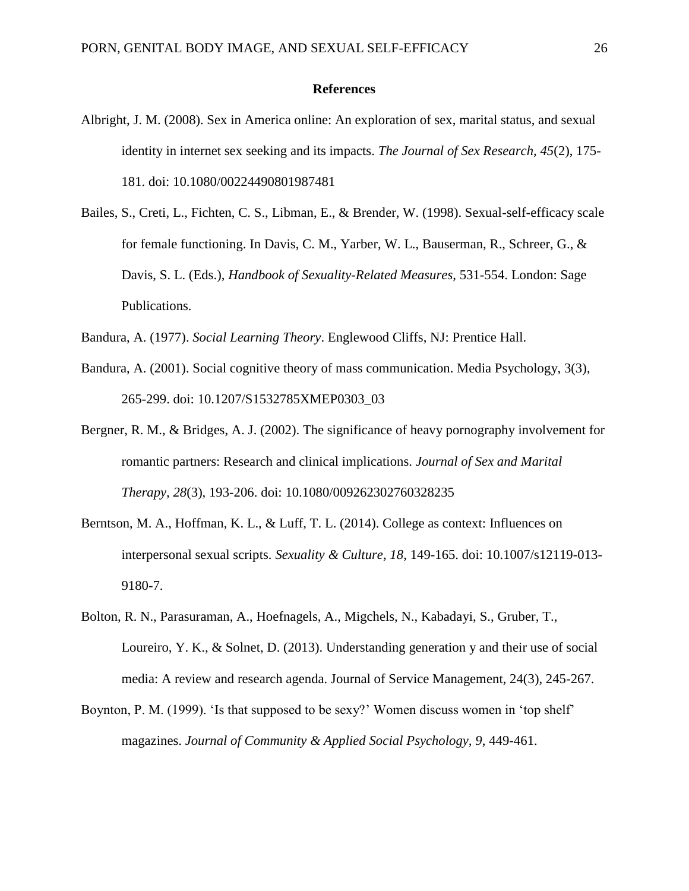**References**

Albright, J. M. (2008). Sex in America online: An exploration of sex, marital status, and sexual identity in internet sex seeking and its impacts. *The Journal of Sex Research*, *45*(2), 175-181. doi: 10.1080/00224490801987481

Bailes, S., Creti, L., Fichten, C. S., Libman, E., & Brender, W. (1998). Sexual-self-efficacy scale for female functioning. In Davis, C. M., Yarber, W. L., Bauserman, R., Schreer, G., & Davis, S. L. (Eds.), *Handbook of Sexuality-Related Measures,* 531-554. London: Sage Publications.

Bandura, A. (1977). *Social Learning Theory*. Englewood Cliffs, NJ: Prentice Hall.

Bandura, A. (2001). Social cognitive theory of mass communication. Media Psychology, 3(3), 265-299. doi: 10.1207/S1532785XMEP0303_03

Bergner, R. M., & Bridges, A. J. (2002). The significance of heavy pornography involvement for romantic partners: Research and clinical implications. *Journal of Sex and Marital Therapy, 28*(3), 193-206. doi: 10.1080/009262302760328235

Berntson, M. A., Hoffman, K. L., & Luff, T. L. (2014). College as context: Influences on interpersonal sexual scripts. *Sexuality & Culture, 18*, 149-165. doi: 10.1007/s12119-013-9180-7.

Bolton, R. N., Parasuraman, A., Hoefnagels, A., Migchels, N., Kabadayi, S., Gruber, T., Loureiro, Y. K., & Solnet, D. (2013). Understanding generation y and their use of social media: A review and research agenda. Journal of Service Management, 24(3), 245-267.

Boynton, P. M. (1999). 'Is that supposed to be sexy?' Women discuss women in 'top shelf' magazines. *Journal of Community & Applied Social Psychology, 9*, 449-461.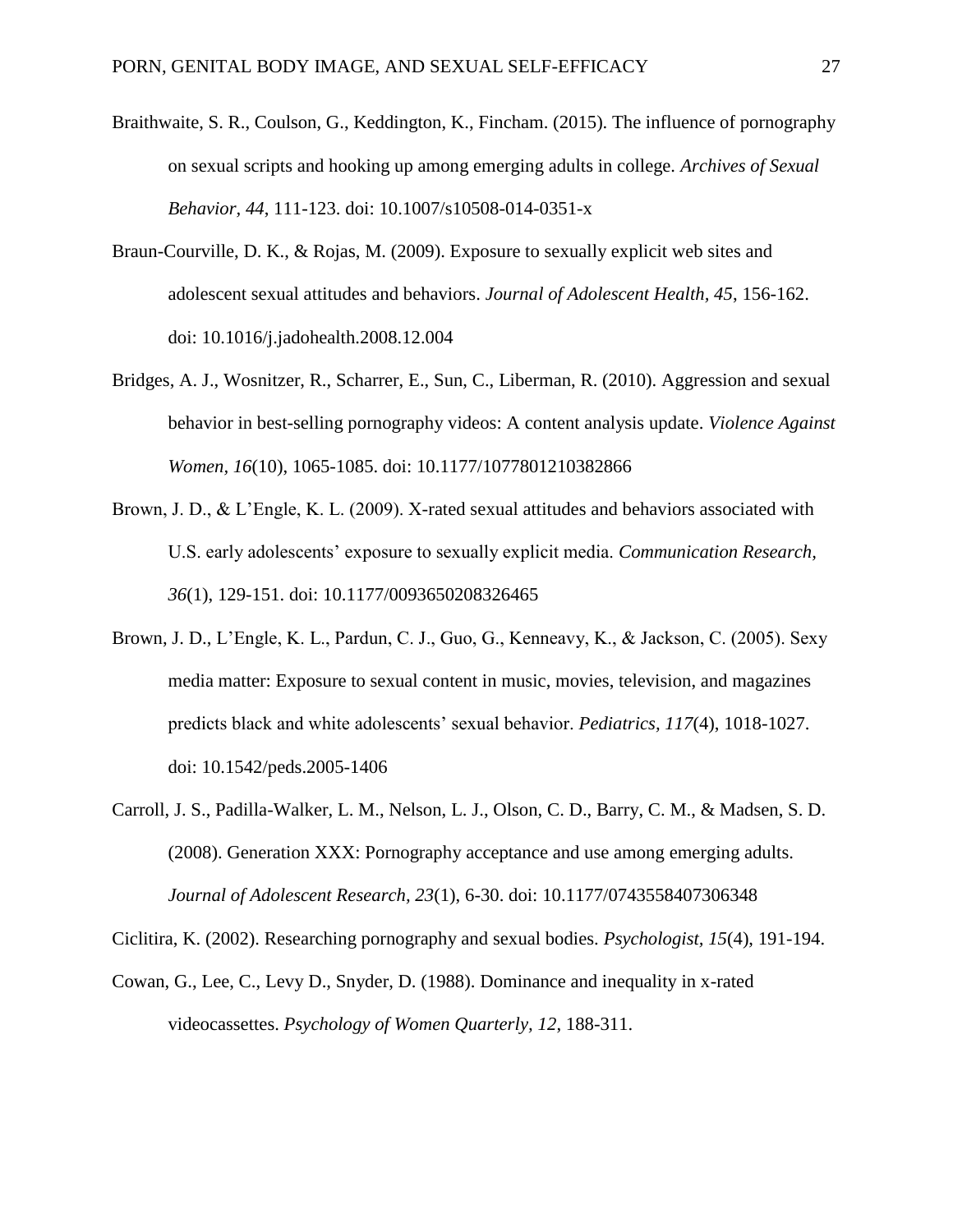Braithwaite, S. R., Coulson, G., Keddington, K., Fincham. (2015). The influence of pornography on sexual scripts and hooking up among emerging adults in college. *Archives of Sexual Behavior, 44*, 111-123. doi: 10.1007/s10508-014-0351-x

Braun-Courville, D. K., & Rojas, M. (2009). Exposure to sexually explicit web sites and adolescent sexual attitudes and behaviors. *Journal of Adolescent Health, 45*, 156-162. doi: 10.1016/j.jadohealth.2008.12.004

Bridges, A. J., Wosnitzer, R., Scharrer, E., Sun, C., Liberman, R. (2010). Aggression and sexual behavior in best-selling pornography videos: A content analysis update. *Violence Against Women, 16*(10), 1065-1085. doi: 10.1177/1077801210382866

Brown, J. D., & L'Engle, K. L. (2009). X-rated sexual attitudes and behaviors associated with U.S. early adolescents' exposure to sexually explicit media. *Communication Research, 36*(1), 129-151. doi: 10.1177/0093650208326465

Brown, J. D., L'Engle, K. L., Pardun, C. J., Guo, G., Kenneavy, K., & Jackson, C. (2005). Sexy media matter: Exposure to sexual content in music, movies, television, and magazines predicts black and white adolescents' sexual behavior. *Pediatrics, 117*(4), 1018-1027. doi: 10.1542/peds.2005-1406

Carroll, J. S., Padilla-Walker, L. M., Nelson, L. J., Olson, C. D., Barry, C. M., & Madsen, S. D. (2008). Generation XXX: Pornography acceptance and use among emerging adults. *Journal of Adolescent Research, 23*(1), 6-30. doi: 10.1177/0743558407306348

Ciclitira, K. (2002). Researching pornography and sexual bodies. *Psychologist, 15*(4), 191-194.

Cowan, G., Lee, C., Levy D., Snyder, D. (1988). Dominance and inequality in x-rated videocassettes. *Psychology of Women Quarterly, 12*, 188-311.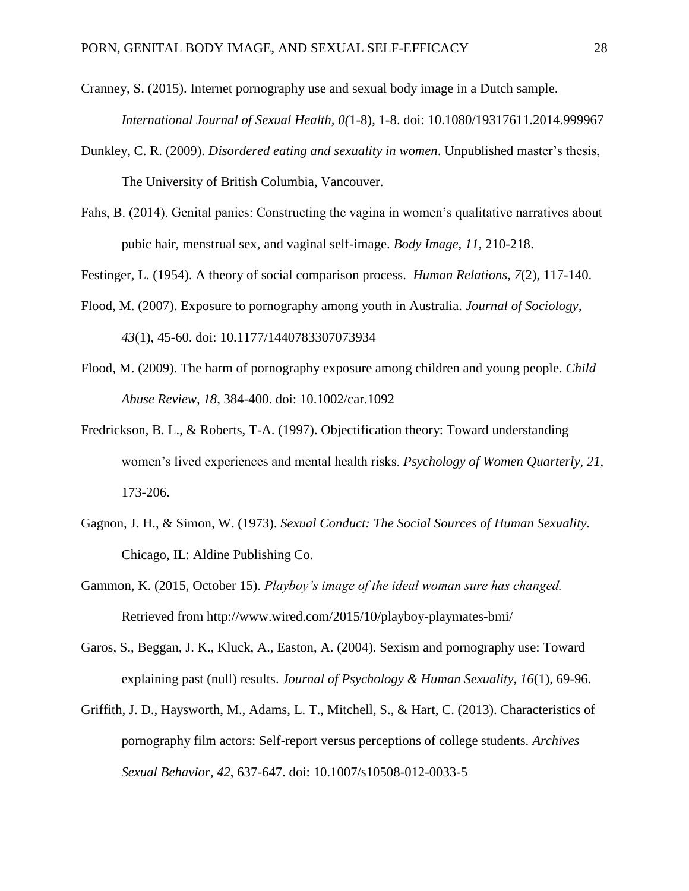Cranney, S. (2015). Internet pornography use and sexual body image in a Dutch sample. *International Journal of Sexual Health, 0(*1-8), 1-8. doi: 10.1080/19317611.2014.999967

Dunkley, C. R. (2009). *Disordered eating and sexuality in women*. Unpublished master's thesis, The University of British Columbia, Vancouver.

Fahs, B. (2014). Genital panics: Constructing the vagina in women's qualitative narratives about pubic hair, menstrual sex, and vaginal self-image. *Body Image, 11*, 210-218.

Festinger, L. (1954). A theory of social comparison process. *Human Relations, 7*(2), 117-140.

Flood, M. (2007). Exposure to pornography among youth in Australia. *Journal of Sociology, 43*(1), 45-60. doi: 10.1177/1440783307073934

Flood, M. (2009). The harm of pornography exposure among children and young people. *Child Abuse Review, 18*, 384-400. doi: 10.1002/car.1092

Fredrickson, B. L., & Roberts, T-A. (1997). Objectification theory: Toward understanding women's lived experiences and mental health risks. *Psychology of Women Quarterly, 21*, 173-206.

Gagnon, J. H., & Simon, W. (1973). *Sexual Conduct: The Social Sources of Human Sexuality*. Chicago, IL: Aldine Publishing Co.

Gammon, K. (2015, October 15). *Playboy's image of the ideal woman sure has changed.* Retrieved from http://www.wired.com/2015/10/playboy-playmates-bmi/

Garos, S., Beggan, J. K., Kluck, A., Easton, A. (2004). Sexism and pornography use: Toward explaining past (null) results. *Journal of Psychology & Human Sexuality, 16*(1), 69-96.

Griffith, J. D., Haysworth, M., Adams, L. T., Mitchell, S., & Hart, C. (2013). Characteristics of pornography film actors: Self-report versus perceptions of college students. *Archives Sexual Behavior, 42*, 637-647. doi: 10.1007/s10508-012-0033-5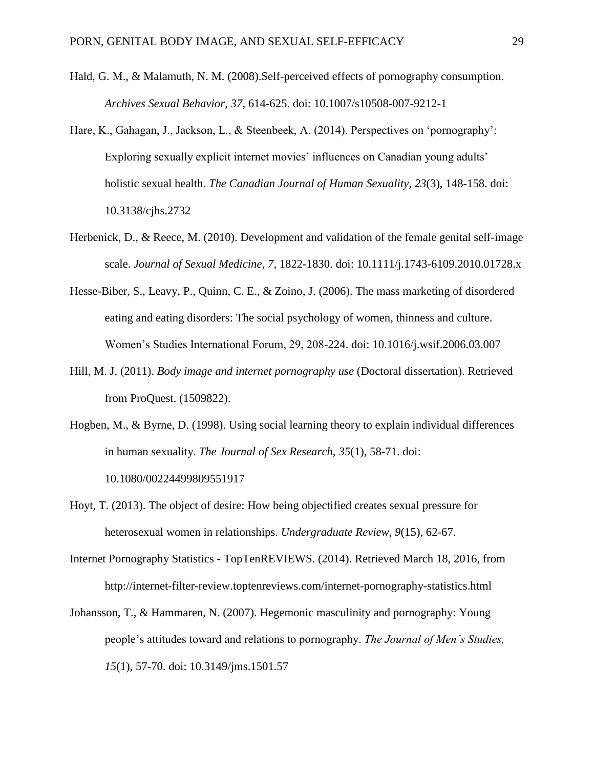Hald, G. M., & Malamuth, N. M. (2008).Self-perceived effects of pornography consumption. *Archives Sexual Behavior*, *37*, 614-625. doi: 10.1007/s10508-007-9212-1

Hare, K., Gahagan, J., Jackson, L., & Steenbeek, A. (2014). Perspectives on 'pornography': Exploring sexually explicit internet movies' influences on Canadian young adults' holistic sexual health. *The Canadian Journal of Human Sexuality, 23*(3), 148-158. doi: 10.3138/cjhs.2732

Herbenick, D., & Reece, M. (2010). Development and validation of the female genital self-image scale. *Journal of Sexual Medicine, 7,* 1822-1830. doi: 10.1111/j.1743-6109.2010.01728.x

Hesse-Biber, S., Leavy, P., Quinn, C. E., & Zoino, J. (2006). The mass marketing of disordered eating and eating disorders: The social psychology of women, thinness and culture. Women's Studies International Forum, 29, 208-224. doi: 10.1016/j.wsif.2006.03.007

Hill, M. J. (2011). *Body image and internet pornography use* (Doctoral dissertation). Retrieved from ProQuest. (1509822).

Hogben, M., & Byrne, D. (1998). Using social learning theory to explain individual differences in human sexuality. *The Journal of Sex Research*, *35*(1), 58-71. doi: 10.1080/00224499809551917

Hoyt, T. (2013). The object of desire: How being objectified creates sexual pressure for heterosexual women in relationships. *Undergraduate Review*, *9*(15), 62-67.

Internet Pornography Statistics - TopTenREVIEWS. (2014). Retrieved March 18, 2016, from http://internet-filter-review.toptenreviews.com/internet-pornography-statistics.html

Johansson, T., & Hammaren, N. (2007). Hegemonic masculinity and pornography: Young people's attitudes toward and relations to pornography. *The Journal of Men's Studies, 15*(1), 57-70. doi: 10.3149/jms.1501.57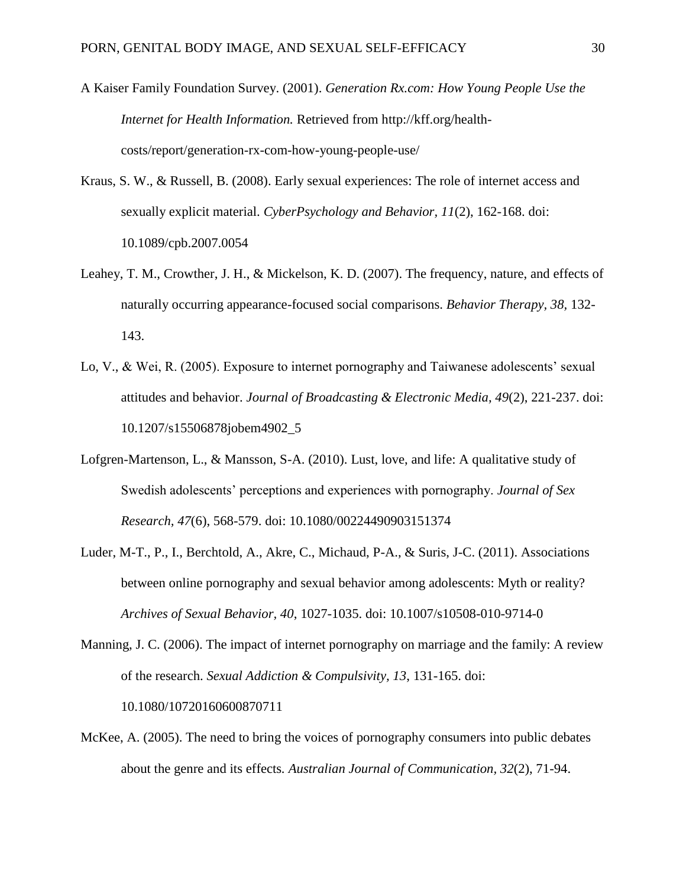A Kaiser Family Foundation Survey. (2001). *Generation Rx.com: How Young People Use the Internet for Health Information.* Retrieved from http://kff.org/health-costs/report/generation-rx-com-how-young-people-use/

Kraus, S. W., & Russell, B. (2008). Early sexual experiences: The role of internet access and sexually explicit material. *CyberPsychology and Behavior, 11*(2), 162-168. doi: 10.1089/cpb.2007.0054

Leahey, T. M., Crowther, J. H., & Mickelson, K. D. (2007). The frequency, nature, and effects of naturally occurring appearance-focused social comparisons. *Behavior Therapy, 38,* 132-143.

Lo, V., & Wei, R. (2005). Exposure to internet pornography and Taiwanese adolescents' sexual attitudes and behavior. *Journal of Broadcasting & Electronic Media, 49*(2), 221-237. doi: 10.1207/s15506878jobem4902_5

Lofgren-Martenson, L., & Mansson, S-A. (2010). Lust, love, and life: A qualitative study of Swedish adolescents' perceptions and experiences with pornography. *Journal of Sex Research, 47*(6), 568-579. doi: 10.1080/00224490903151374

Luder, M-T., P., I., Berchtold, A., Akre, C., Michaud, P-A., & Suris, J-C. (2011). Associations between online pornography and sexual behavior among adolescents: Myth or reality? *Archives of Sexual Behavior, 40*, 1027-1035. doi: 10.1007/s10508-010-9714-0

Manning, J. C. (2006). The impact of internet pornography on marriage and the family: A review of the research. *Sexual Addiction & Compulsivity, 13*, 131-165. doi: 10.1080/10720160600870711

McKee, A. (2005). The need to bring the voices of pornography consumers into public debates about the genre and its effects. *Australian Journal of Communication, 32*(2), 71-94.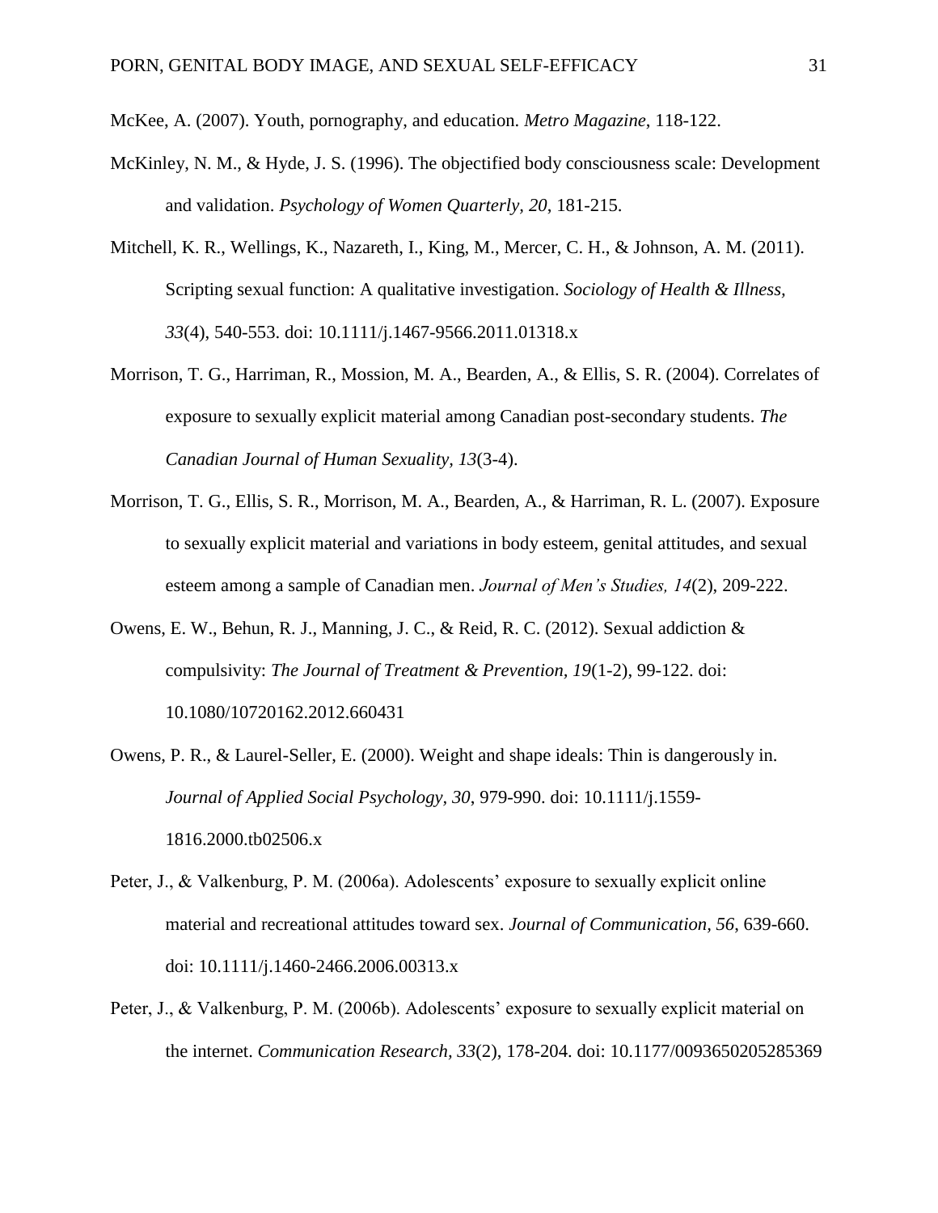McKee, A. (2007). Youth, pornography, and education. *Metro Magazine*, 118-122.

McKinley, N. M., & Hyde, J. S. (1996). The objectified body consciousness scale: Development and validation. *Psychology of Women Quarterly, 20*, 181-215.

Mitchell, K. R., Wellings, K., Nazareth, I., King, M., Mercer, C. H., & Johnson, A. M. (2011). Scripting sexual function: A qualitative investigation. *Sociology of Health & Illness, 33*(4), 540-553. doi: 10.1111/j.1467-9566.2011.01318.x

Morrison, T. G., Harriman, R., Mossion, M. A., Bearden, A., & Ellis, S. R. (2004). Correlates of exposure to sexually explicit material among Canadian post-secondary students. *The Canadian Journal of Human Sexuality, 13*(3-4).

Morrison, T. G., Ellis, S. R., Morrison, M. A., Bearden, A., & Harriman, R. L. (2007). Exposure to sexually explicit material and variations in body esteem, genital attitudes, and sexual esteem among a sample of Canadian men. *Journal of Men's Studies, 14*(2), 209-222.

Owens, E. W., Behun, R. J., Manning, J. C., & Reid, R. C. (2012). Sexual addiction & compulsivity: *The Journal of Treatment & Prevention, 19*(1-2), 99-122. doi: 10.1080/10720162.2012.660431

Owens, P. R., & Laurel-Seller, E. (2000). Weight and shape ideals: Thin is dangerously in. *Journal of Applied Social Psychology, 30*, 979-990. doi: 10.1111/j.1559-1816.2000.tb02506.x

Peter, J., & Valkenburg, P. M. (2006a). Adolescents' exposure to sexually explicit online material and recreational attitudes toward sex. *Journal of Communication, 56*, 639-660. doi: 10.1111/j.1460-2466.2006.00313.x

Peter, J., & Valkenburg, P. M. (2006b). Adolescents' exposure to sexually explicit material on the internet. *Communication Research, 33*(2), 178-204. doi: 10.1177/0093650205285369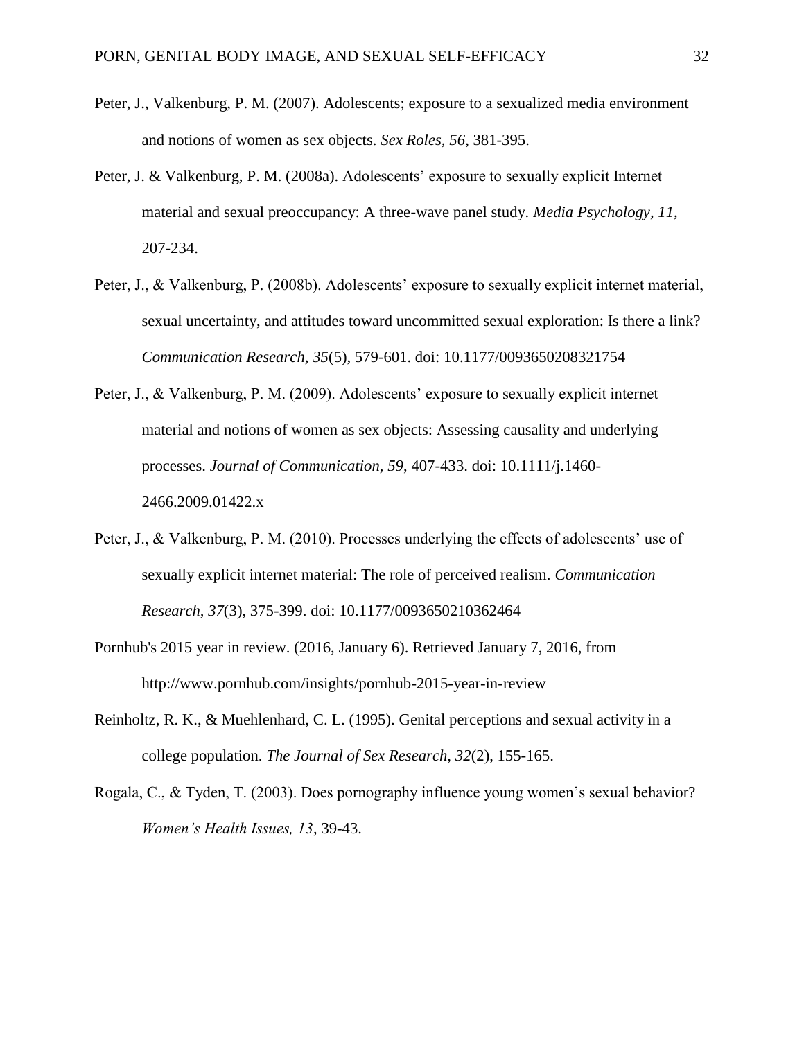Peter, J., Valkenburg, P. M. (2007). Adolescents; exposure to a sexualized media environment and notions of women as sex objects. *Sex Roles, 56*, 381-395.

Peter, J. & Valkenburg, P. M. (2008a). Adolescents' exposure to sexually explicit Internet material and sexual preoccupancy: A three-wave panel study. *Media Psychology, 11*, 207-234.

Peter, J., & Valkenburg, P. (2008b). Adolescents' exposure to sexually explicit internet material, sexual uncertainty, and attitudes toward uncommitted sexual exploration: Is there a link? *Communication Research, 35*(5), 579-601. doi: 10.1177/0093650208321754

Peter, J., & Valkenburg, P. M. (2009). Adolescents' exposure to sexually explicit internet material and notions of women as sex objects: Assessing causality and underlying processes. *Journal of Communication, 59*, 407-433. doi: 10.1111/j.1460-2466.2009.01422.x

Peter, J., & Valkenburg, P. M. (2010). Processes underlying the effects of adolescents' use of sexually explicit internet material: The role of perceived realism. *Communication Research, 37*(3), 375-399. doi: 10.1177/0093650210362464

Pornhub's 2015 year in review. (2016, January 6). Retrieved January 7, 2016, from http://www.pornhub.com/insights/pornhub-2015-year-in-review

Reinholtz, R. K., & Muehlenhard, C. L. (1995). Genital perceptions and sexual activity in a college population. *The Journal of Sex Research, 32*(2), 155-165.

Rogala, C., & Tyden, T. (2003). Does pornography influence young women's sexual behavior? *Women's Health Issues, 13*, 39-43.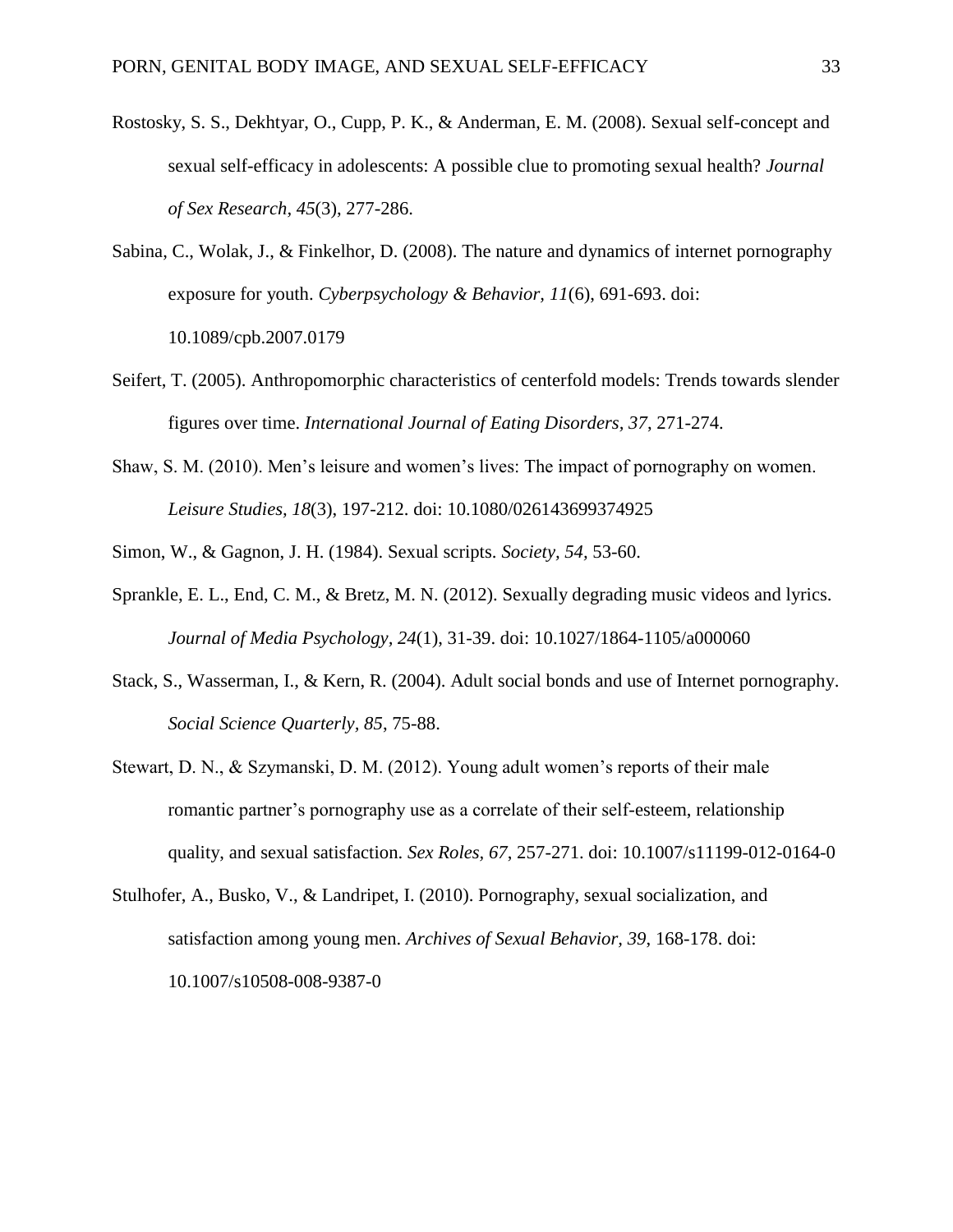Rostosky, S. S., Dekhtyar, O., Cupp, P. K., & Anderman, E. M. (2008). Sexual self-concept and sexual self-efficacy in adolescents: A possible clue to promoting sexual health? *Journal of Sex Research*, *45*(3), 277-286.

Sabina, C., Wolak, J., & Finkelhor, D. (2008). The nature and dynamics of internet pornography exposure for youth. *Cyberpsychology & Behavior, 11*(6), 691-693. doi: 10.1089/cpb.2007.0179

Seifert, T. (2005). Anthropomorphic characteristics of centerfold models: Trends towards slender figures over time. *International Journal of Eating Disorders, 37*, 271-274.

Shaw, S. M. (2010). Men's leisure and women's lives: The impact of pornography on women. *Leisure Studies, 18*(3), 197-212. doi: 10.1080/026143699374925

Simon, W., & Gagnon, J. H. (1984). Sexual scripts. *Society, 54*, 53-60.

Sprankle, E. L., End, C. M., & Bretz, M. N. (2012). Sexually degrading music videos and lyrics. *Journal of Media Psychology, 24*(1), 31-39. doi: 10.1027/1864-1105/a000060

Stack, S., Wasserman, I., & Kern, R. (2004). Adult social bonds and use of Internet pornography. *Social Science Quarterly, 85*, 75-88.

Stewart, D. N., & Szymanski, D. M. (2012). Young adult women's reports of their male romantic partner's pornography use as a correlate of their self-esteem, relationship quality, and sexual satisfaction. *Sex Roles, 67*, 257-271. doi: 10.1007/s11199-012-0164-0

Stulhofer, A., Busko, V., & Landripet, I. (2010). Pornography, sexual socialization, and satisfaction among young men. *Archives of Sexual Behavior, 39*, 168-178. doi: 10.1007/s10508-008-9387-0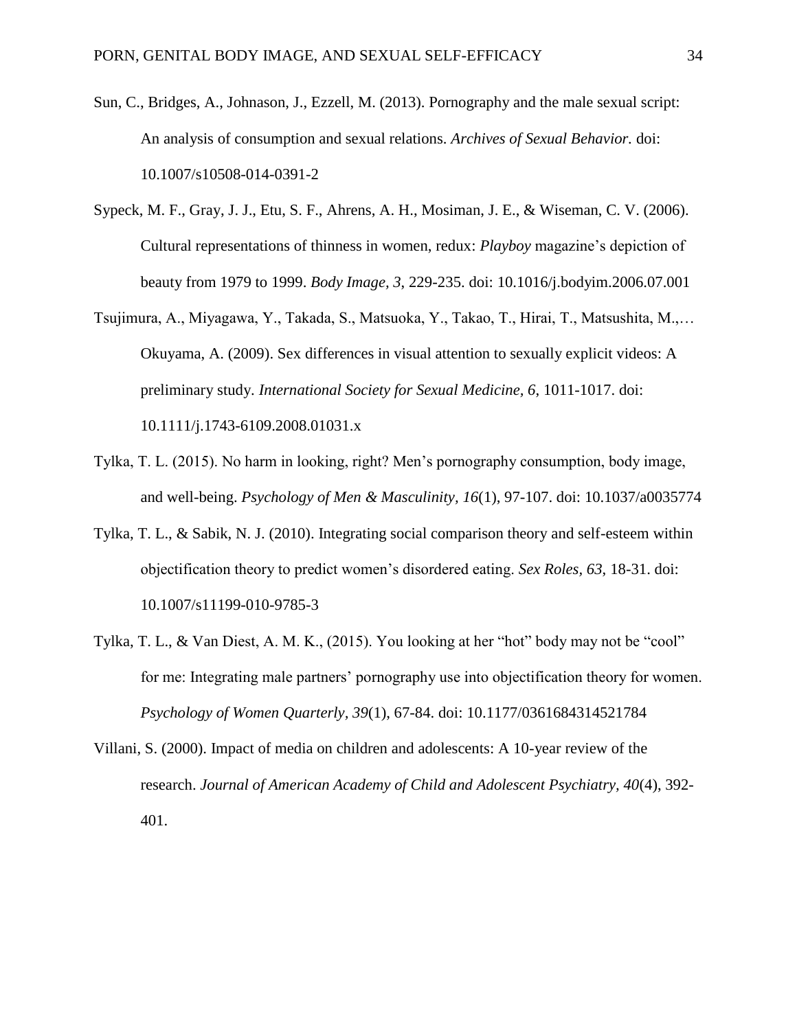Sun, C., Bridges, A., Johnason, J., Ezzell, M. (2013). Pornography and the male sexual script: An analysis of consumption and sexual relations. *Archives of Sexual Behavior.* doi: 10.1007/s10508-014-0391-2

Sypeck, M. F., Gray, J. J., Etu, S. F., Ahrens, A. H., Mosiman, J. E., & Wiseman, C. V. (2006). Cultural representations of thinness in women, redux: *Playboy* magazine's depiction of beauty from 1979 to 1999. *Body Image, 3*, 229-235. doi: 10.1016/j.bodyim.2006.07.001

Tsujimura, A., Miyagawa, Y., Takada, S., Matsuoka, Y., Takao, T., Hirai, T., Matsushita, M.,… Okuyama, A. (2009). Sex differences in visual attention to sexually explicit videos: A preliminary study. *International Society for Sexual Medicine, 6*, 1011-1017. doi: 10.1111/j.1743-6109.2008.01031.x

Tylka, T. L. (2015). No harm in looking, right? Men's pornography consumption, body image, and well-being. *Psychology of Men & Masculinity, 16*(1), 97-107. doi: 10.1037/a0035774

Tylka, T. L., & Sabik, N. J. (2010). Integrating social comparison theory and self-esteem within objectification theory to predict women's disordered eating. *Sex Roles, 63*, 18-31. doi: 10.1007/s11199-010-9785-3

Tylka, T. L., & Van Diest, A. M. K., (2015). You looking at her "hot" body may not be "cool" for me: Integrating male partners' pornography use into objectification theory for women. *Psychology of Women Quarterly, 39*(1), 67-84. doi: 10.1177/0361684314521784

Villani, S. (2000). Impact of media on children and adolescents: A 10-year review of the research. *Journal of American Academy of Child and Adolescent Psychiatry, 40*(4), 392-401.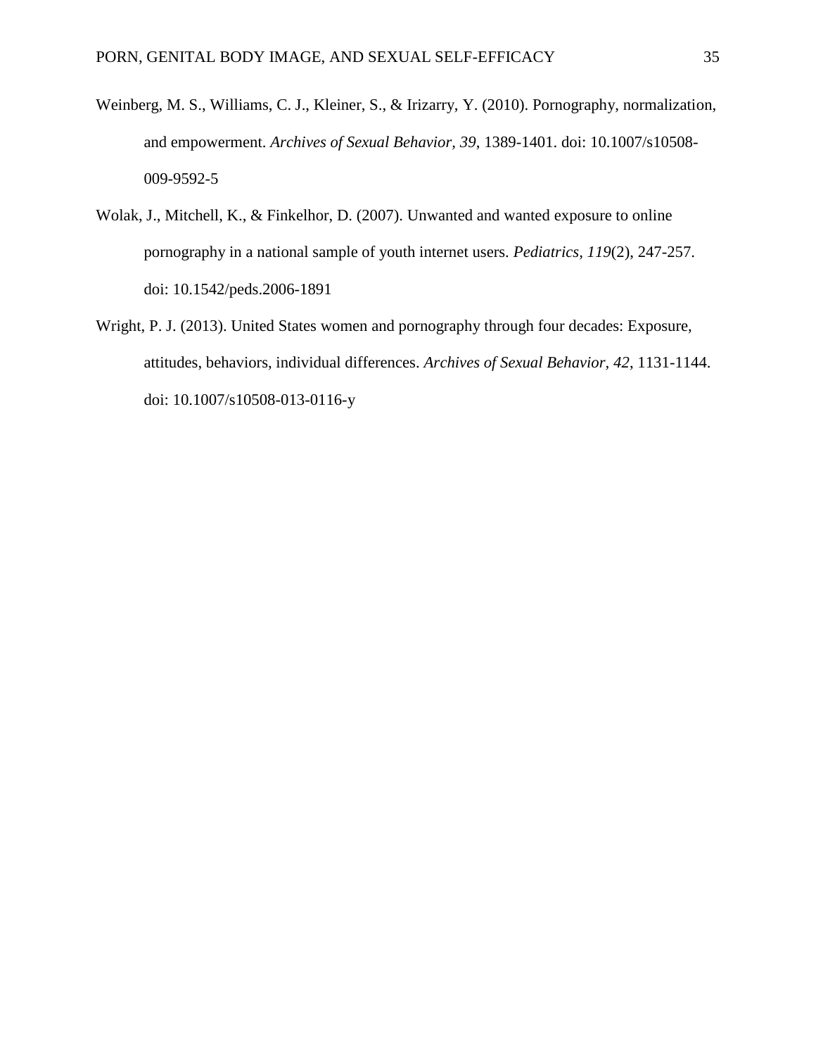Weinberg, M. S., Williams, C. J., Kleiner, S., & Irizarry, Y. (2010). Pornography, normalization, and empowerment. *Archives of Sexual Behavior, 39*, 1389-1401. doi: 10.1007/s10508-009-9592-5

Wolak, J., Mitchell, K., & Finkelhor, D. (2007). Unwanted and wanted exposure to online pornography in a national sample of youth internet users. *Pediatrics, 119*(2), 247-257. doi: 10.1542/peds.2006-1891

Wright, P. J. (2013). United States women and pornography through four decades: Exposure, attitudes, behaviors, individual differences. *Archives of Sexual Behavior, 42*, 1131-1144. doi: 10.1007/s10508-013-0116-y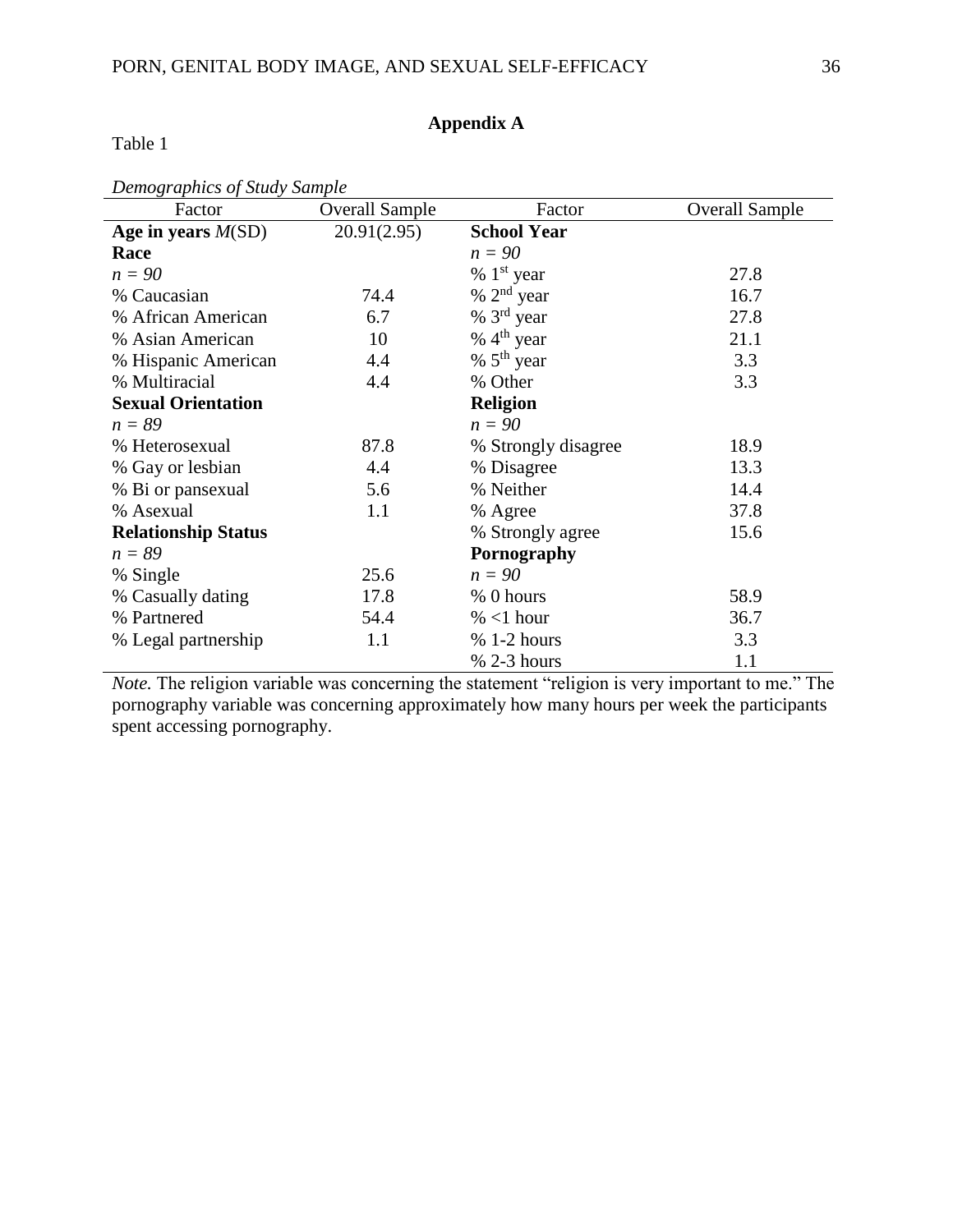## Appendix A

Table 1

*Demographics of Study Sample*

| Factor | Overall Sample | Factor | Overall Sample |
|---|---|---|---|
| **Age in years** ***M*****(SD)** | 20.91(2.95) | **School Year** | |
| **Race** | | *n = 90* | |
| *n = 90* | | % 1st year | 27.8 |
| % Caucasian | 74.4 | % 2nd year | 16.7 |
| % African American | 6.7 | % 3rd year | 27.8 |
| % Asian American | 10 | % 4th year | 21.1 |
| % Hispanic American | 4.4 | % 5th year | 3.3 |
| % Multiracial | 4.4 | % Other | 3.3 |
| **Sexual Orientation** | | **Religion** | |
| *n = 89* | | *n = 90* | |
| % Heterosexual | 87.8 | % Strongly disagree | 18.9 |
| % Gay or lesbian | 4.4 | % Disagree | 13.3 |
| % Bi or pansexual | 5.6 | % Neither | 14.4 |
| % Asexual | 1.1 | % Agree | 37.8 |
| **Relationship Status** | | % Strongly agree | 15.6 |
| *n = 89* | | **Pornography** | |
| % Single | 25.6 | *n = 90* | |
| % Casually dating | 17.8 | % 0 hours | 58.9 |
| % Partnered | 54.4 | % <1 hour | 36.7 |
| % Legal partnership | 1.1 | % 1-2 hours | 3.3 |
| | | % 2-3 hours | 1.1 |

*Note.* The religion variable was concerning the statement "religion is very important to me." The pornography variable was concerning approximately how many hours per week the participants spent accessing pornography.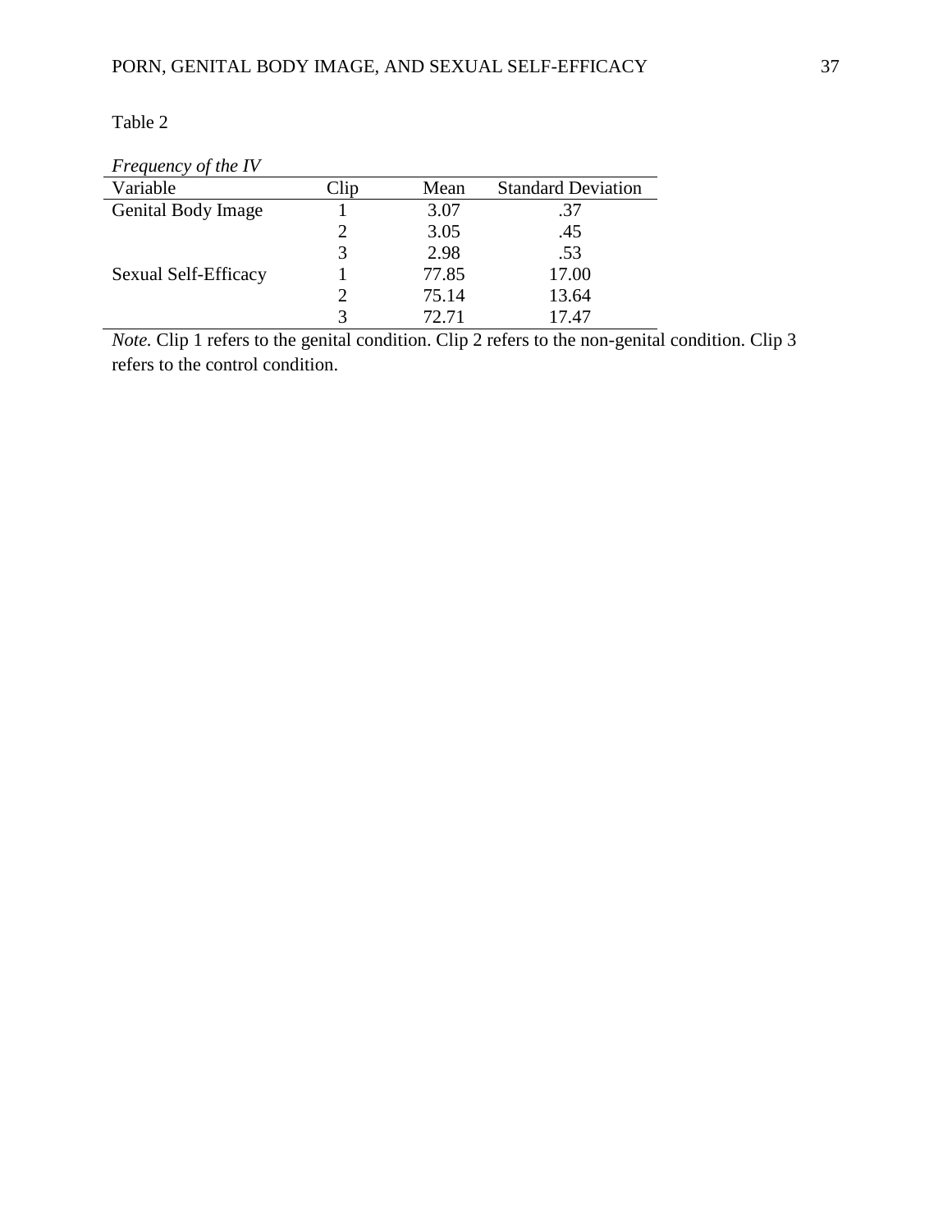Table 2

*Frequency of the IV*

| Variable | Clip | Mean | Standard Deviation |
|---|---|---|---|
| Genital Body Image | 1 | 3.07 | .37 |
| | 2 | 3.05 | .45 |
| | 3 | 2.98 | .53 |
| Sexual Self-Efficacy | 1 | 77.85 | 17.00 |
| | 2 | 75.14 | 13.64 |
| | 3 | 72.71 | 17.47 |

*Note.* Clip 1 refers to the genital condition. Clip 2 refers to the non-genital condition. Clip 3 refers to the control condition.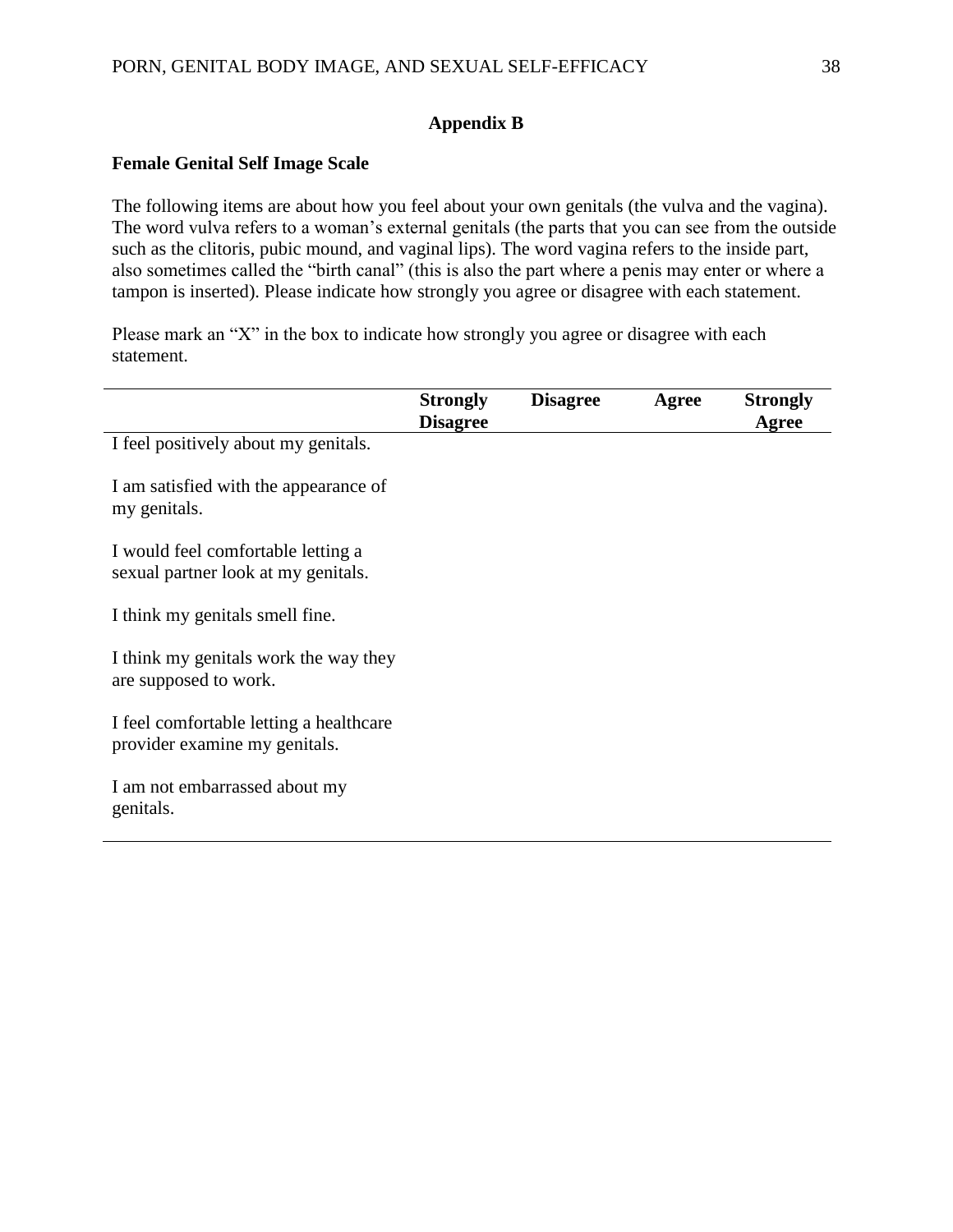## Appendix B

**Female Genital Self Image Scale**

The following items are about how you feel about your own genitals (the vulva and the vagina). The word vulva refers to a woman's external genitals (the parts that you can see from the outside such as the clitoris, pubic mound, and vaginal lips). The word vagina refers to the inside part, also sometimes called the "birth canal" (this is also the part where a penis may enter or where a tampon is inserted). Please indicate how strongly you agree or disagree with each statement.

Please mark an "X" in the box to indicate how strongly you agree or disagree with each statement.

| | **Strongly Disagree** | **Disagree** | **Agree** | **Strongly Agree** |
|---|---|---|---|---|
| I feel positively about my genitals. | | | | |
| I am satisfied with the appearance of my genitals. | | | | |
| I would feel comfortable letting a sexual partner look at my genitals. | | | | |
| I think my genitals smell fine. | | | | |
| I think my genitals work the way they are supposed to work. | | | | |
| I feel comfortable letting a healthcare provider examine my genitals. | | | | |
| I am not embarrassed about my genitals. | | | | |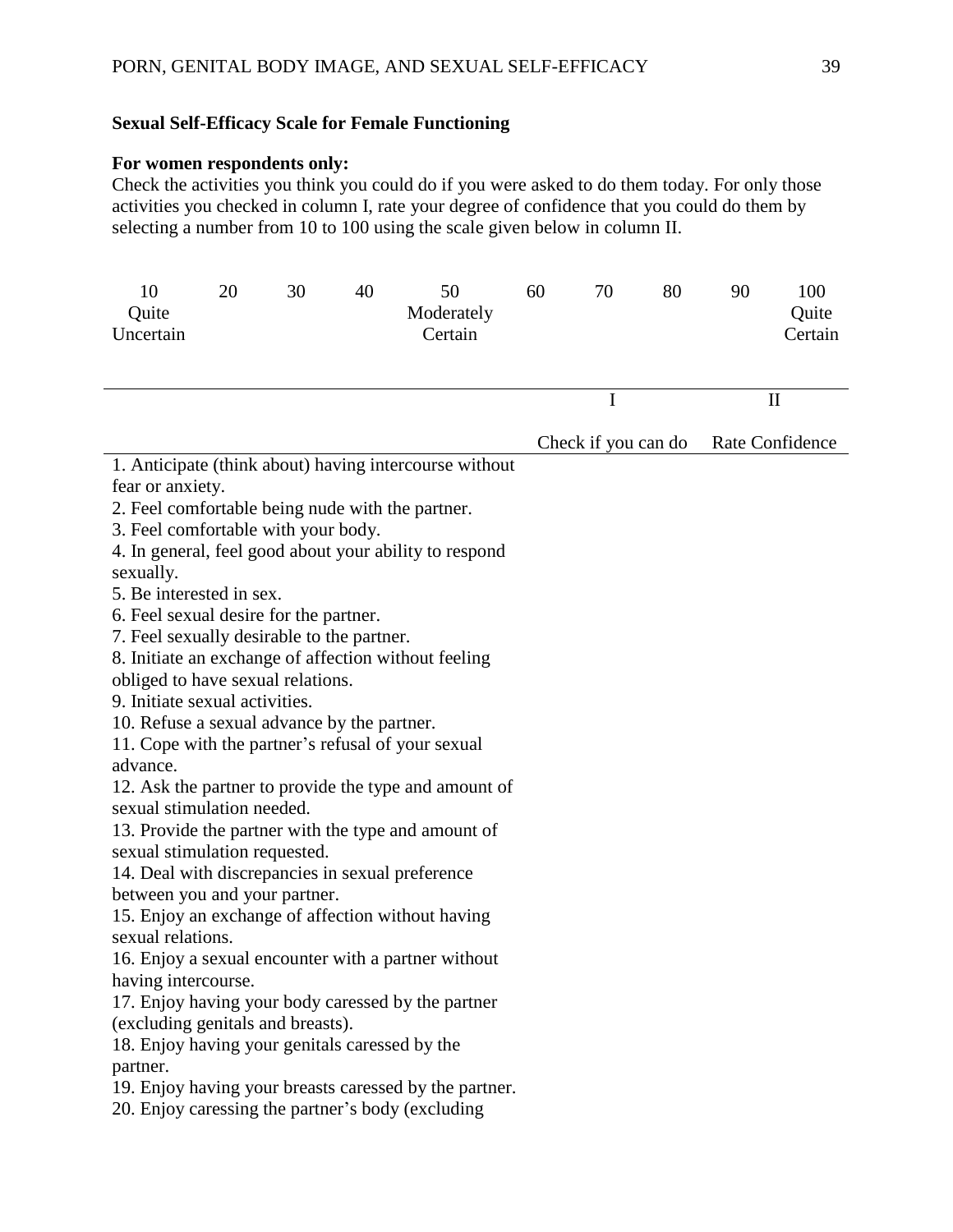**Sexual Self-Efficacy Scale for Female Functioning**

**For women respondents only:**
Check the activities you think you could do if you were asked to do them today. For only those activities you checked in column I, rate your degree of confidence that you could do them by selecting a number from 10 to 100 using the scale given below in column II.

| 10 | 20 | 30 | 40 | 50 | 60 | 70 | 80 | 90 | 100 |
|---|---|---|---|---|---|---|---|---|---|
| Quite Uncertain | | | | Moderately Certain | | | | | Quite Certain |

| | I | II |
|---|---|---|
| | Check if you can do | Rate Confidence |
| 1. Anticipate (think about) having intercourse without fear or anxiety. | | |
| 2. Feel comfortable being nude with the partner. | | |
| 3. Feel comfortable with your body. | | |
| 4. In general, feel good about your ability to respond sexually. | | |
| 5. Be interested in sex. | | |
| 6. Feel sexual desire for the partner. | | |
| 7. Feel sexually desirable to the partner. | | |
| 8. Initiate an exchange of affection without feeling obliged to have sexual relations. | | |
| 9. Initiate sexual activities. | | |
| 10. Refuse a sexual advance by the partner. | | |
| 11. Cope with the partner's refusal of your sexual advance. | | |
| 12. Ask the partner to provide the type and amount of sexual stimulation needed. | | |
| 13. Provide the partner with the type and amount of sexual stimulation requested. | | |
| 14. Deal with discrepancies in sexual preference between you and your partner. | | |
| 15. Enjoy an exchange of affection without having sexual relations. | | |
| 16. Enjoy a sexual encounter with a partner without having intercourse. | | |
| 17. Enjoy having your body caressed by the partner (excluding genitals and breasts). | | |
| 18. Enjoy having your genitals caressed by the partner. | | |
| 19. Enjoy having your breasts caressed by the partner. | | |
| 20. Enjoy caressing the partner's body (excluding | | |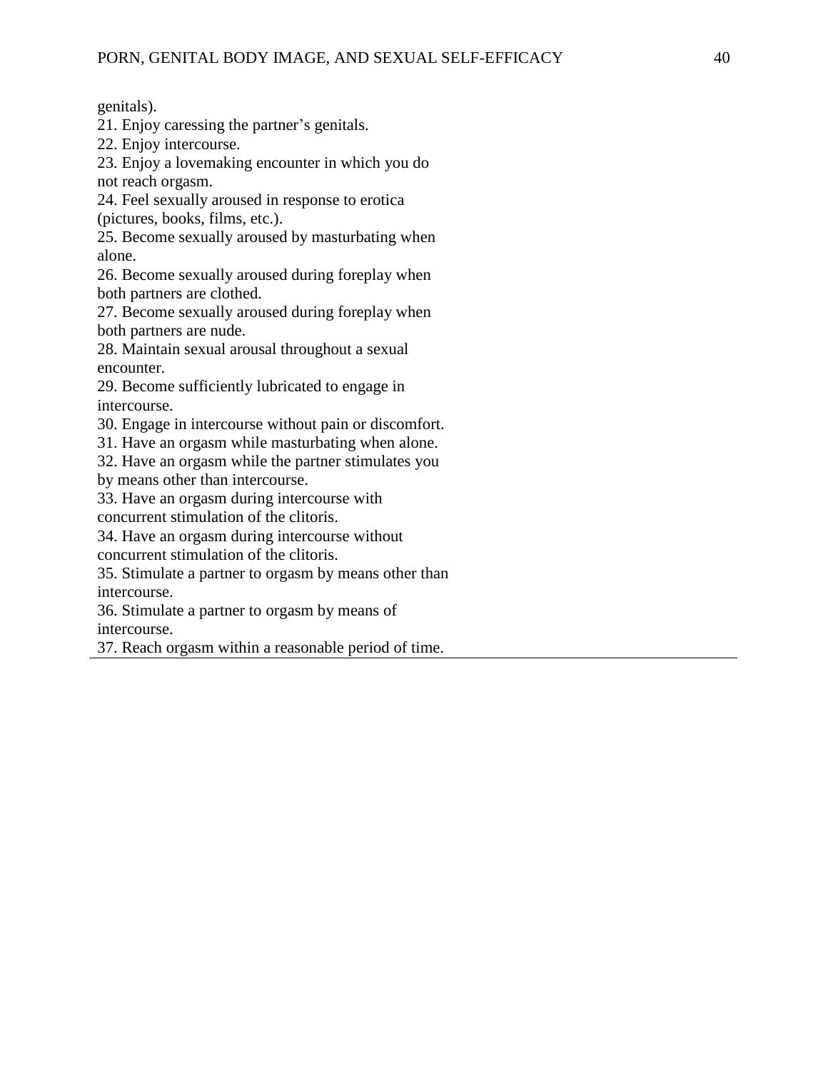genitals).
21. Enjoy caressing the partner's genitals.
22. Enjoy intercourse.
23. Enjoy a lovemaking encounter in which you do not reach orgasm.
24. Feel sexually aroused in response to erotica (pictures, books, films, etc.).
25. Become sexually aroused by masturbating when alone.
26. Become sexually aroused during foreplay when both partners are clothed.
27. Become sexually aroused during foreplay when both partners are nude.
28. Maintain sexual arousal throughout a sexual encounter.
29. Become sufficiently lubricated to engage in intercourse.
30. Engage in intercourse without pain or discomfort.
31. Have an orgasm while masturbating when alone.
32. Have an orgasm while the partner stimulates you by means other than intercourse.
33. Have an orgasm during intercourse with concurrent stimulation of the clitoris.
34. Have an orgasm during intercourse without concurrent stimulation of the clitoris.
35. Stimulate a partner to orgasm by means other than intercourse.
36. Stimulate a partner to orgasm by means of intercourse.
37. Reach orgasm within a reasonable period of time.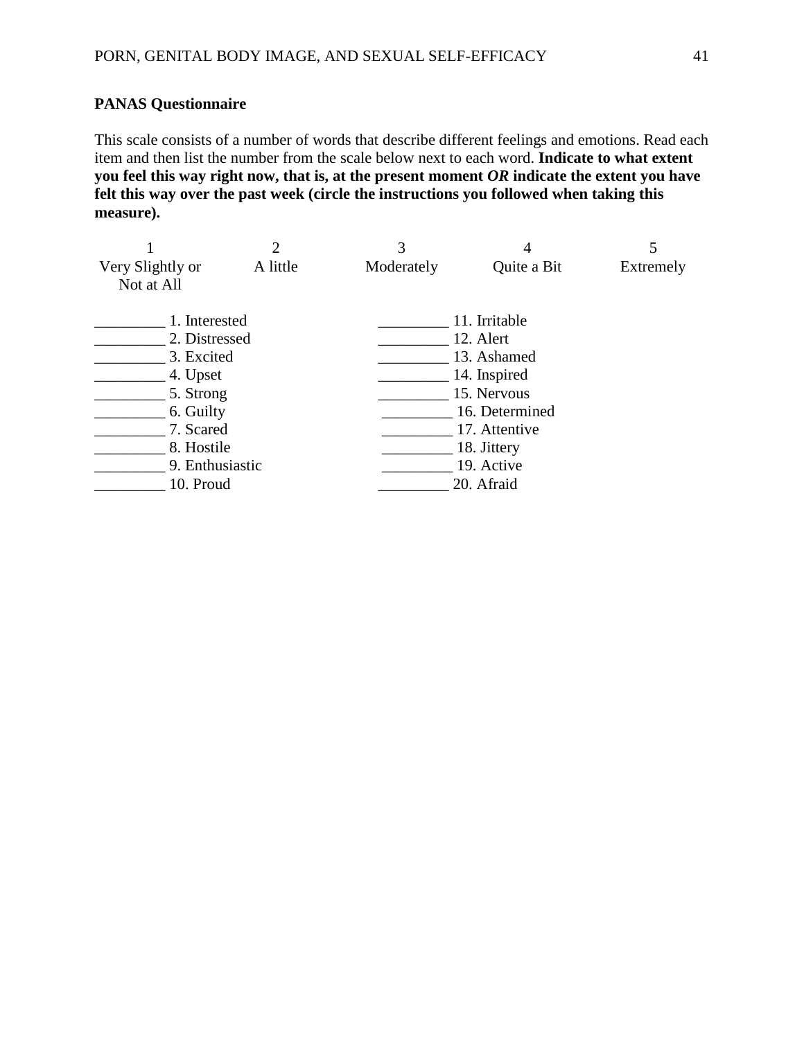**PANAS Questionnaire**

This scale consists of a number of words that describe different feelings and emotions. Read each item and then list the number from the scale below next to each word. **Indicate to what extent you feel this way right now, that is, at the present moment *OR* indicate the extent you have felt this way over the past week (circle the instructions you followed when taking this measure).**

| 1 | 2 | 3 | 4 | 5 |
|---|---|---|---|---|
| Very Slightly or Not at All | A little | Moderately | Quite a Bit | Extremely |

_________ 1. Interested
_________ 2. Distressed
_________ 3. Excited
_________ 4. Upset
_________ 5. Strong
_________ 6. Guilty
_________ 7. Scared
_________ 8. Hostile
_________ 9. Enthusiastic
_________ 10. Proud
_________ 11. Irritable
_________ 12. Alert
_________ 13. Ashamed
_________ 14. Inspired
_________ 15. Nervous
_________ 16. Determined
_________ 17. Attentive
_________ 18. Jittery
_________ 19. Active
_________ 20. Afraid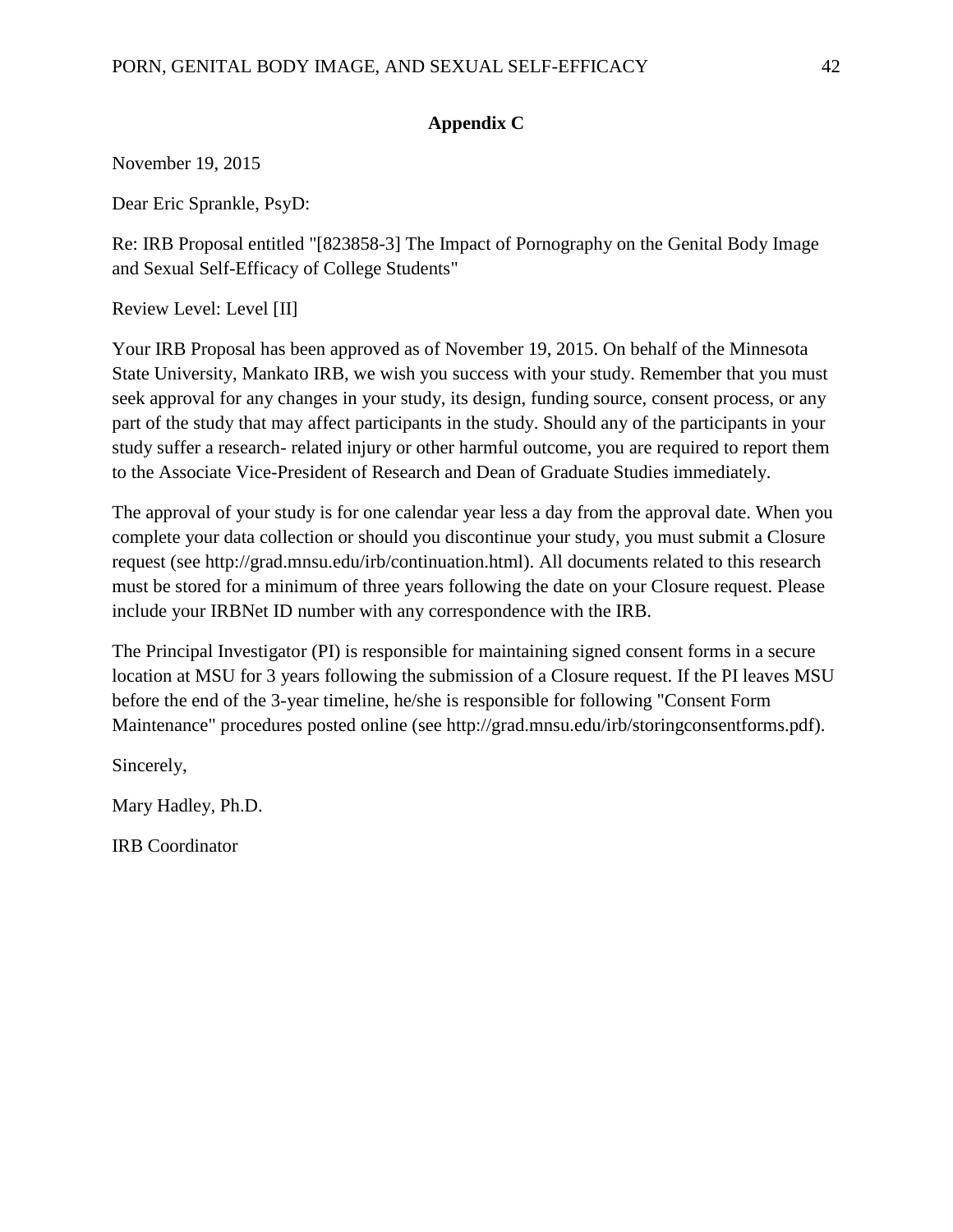## Appendix C

November 19, 2015

Dear Eric Sprankle, PsyD:

Re: IRB Proposal entitled "[823858-3] The Impact of Pornography on the Genital Body Image and Sexual Self-Efficacy of College Students"

Review Level: Level [II]

Your IRB Proposal has been approved as of November 19, 2015. On behalf of the Minnesota State University, Mankato IRB, we wish you success with your study. Remember that you must seek approval for any changes in your study, its design, funding source, consent process, or any part of the study that may affect participants in the study. Should any of the participants in your study suffer a research- related injury or other harmful outcome, you are required to report them to the Associate Vice-President of Research and Dean of Graduate Studies immediately.

The approval of your study is for one calendar year less a day from the approval date. When you complete your data collection or should you discontinue your study, you must submit a Closure request (see http://grad.mnsu.edu/irb/continuation.html). All documents related to this research must be stored for a minimum of three years following the date on your Closure request. Please include your IRBNet ID number with any correspondence with the IRB.

The Principal Investigator (PI) is responsible for maintaining signed consent forms in a secure location at MSU for 3 years following the submission of a Closure request. If the PI leaves MSU before the end of the 3-year timeline, he/she is responsible for following "Consent Form Maintenance" procedures posted online (see http://grad.mnsu.edu/irb/storingconsentforms.pdf).

Sincerely,

Mary Hadley, Ph.D.

IRB Coordinator